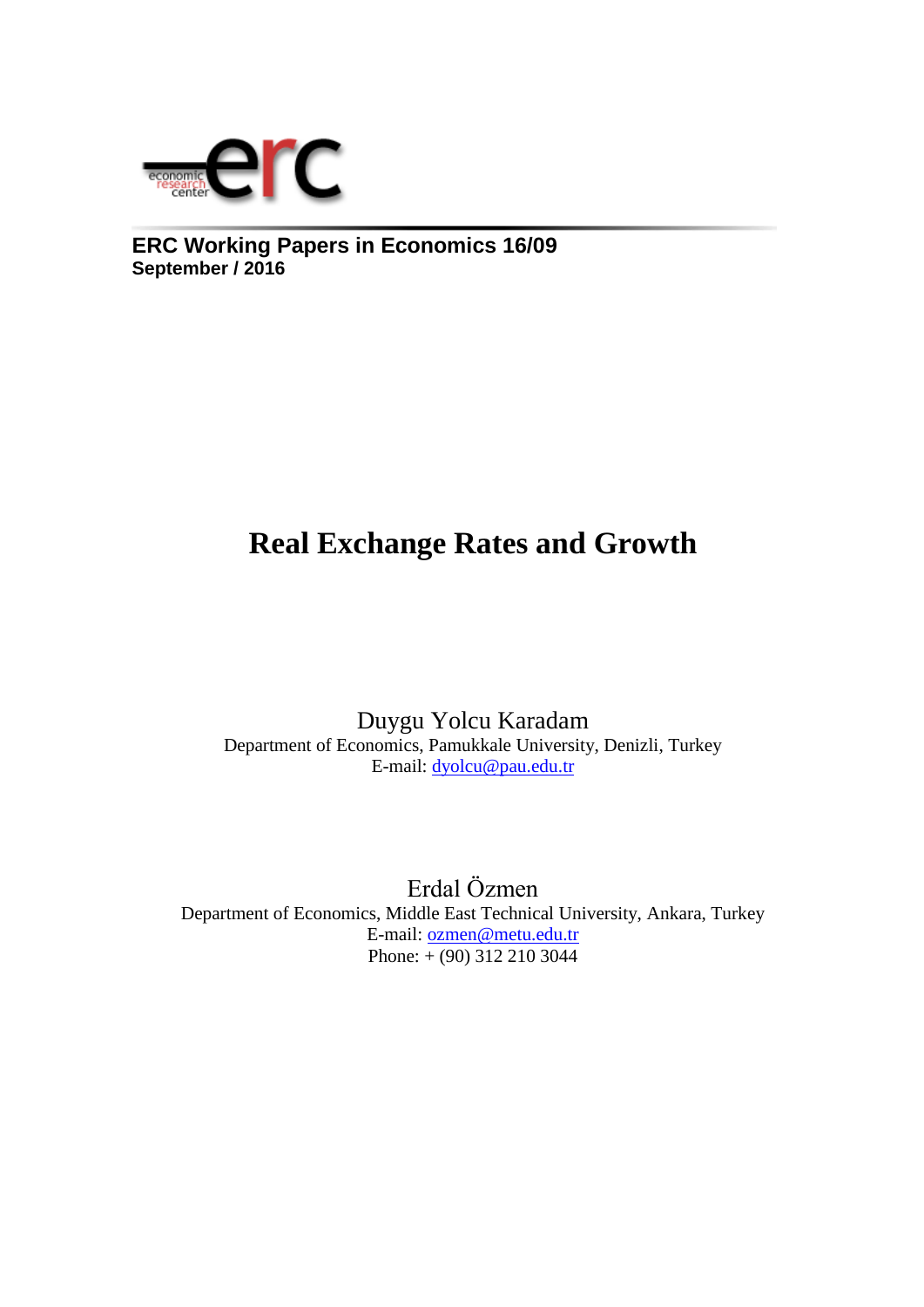**ERC Working Papers in Economics 16/09**
**September / 2016**

# Real Exchange Rates and Growth

Duygu Yolcu Karadam
Department of Economics, Pamukkale University, Denizli, Turkey
E-mail: dyolcu@pau.edu.tr

Erdal Özmen
Department of Economics, Middle East Technical University, Ankara, Turkey
E-mail: ozmen@metu.edu.tr
Phone: + (90) 312 210 3044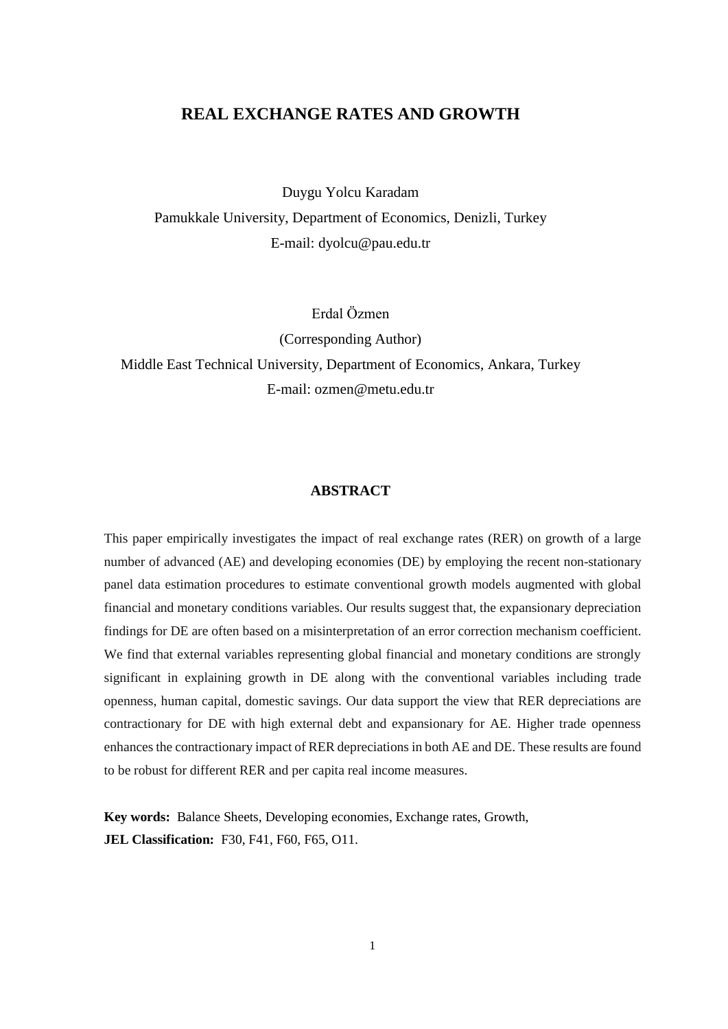# REAL EXCHANGE RATES AND GROWTH

Duygu Yolcu Karadam

Pamukkale University, Department of Economics, Denizli, Turkey

E-mail: dyolcu@pau.edu.tr

Erdal Özmen

(Corresponding Author)

Middle East Technical University, Department of Economics, Ankara, Turkey

E-mail: ozmen@metu.edu.tr

## ABSTRACT

This paper empirically investigates the impact of real exchange rates (RER) on growth of a large number of advanced (AE) and developing economies (DE) by employing the recent non-stationary panel data estimation procedures to estimate conventional growth models augmented with global financial and monetary conditions variables. Our results suggest that, the expansionary depreciation findings for DE are often based on a misinterpretation of an error correction mechanism coefficient. We find that external variables representing global financial and monetary conditions are strongly significant in explaining growth in DE along with the conventional variables including trade openness, human capital, domestic savings. Our data support the view that RER depreciations are contractionary for DE with high external debt and expansionary for AE. Higher trade openness enhances the contractionary impact of RER depreciations in both AE and DE. These results are found to be robust for different RER and per capita real income measures.

**Key words:** Balance Sheets, Developing economies, Exchange rates, Growth,

**JEL Classification:** F30, F41, F60, F65, O11.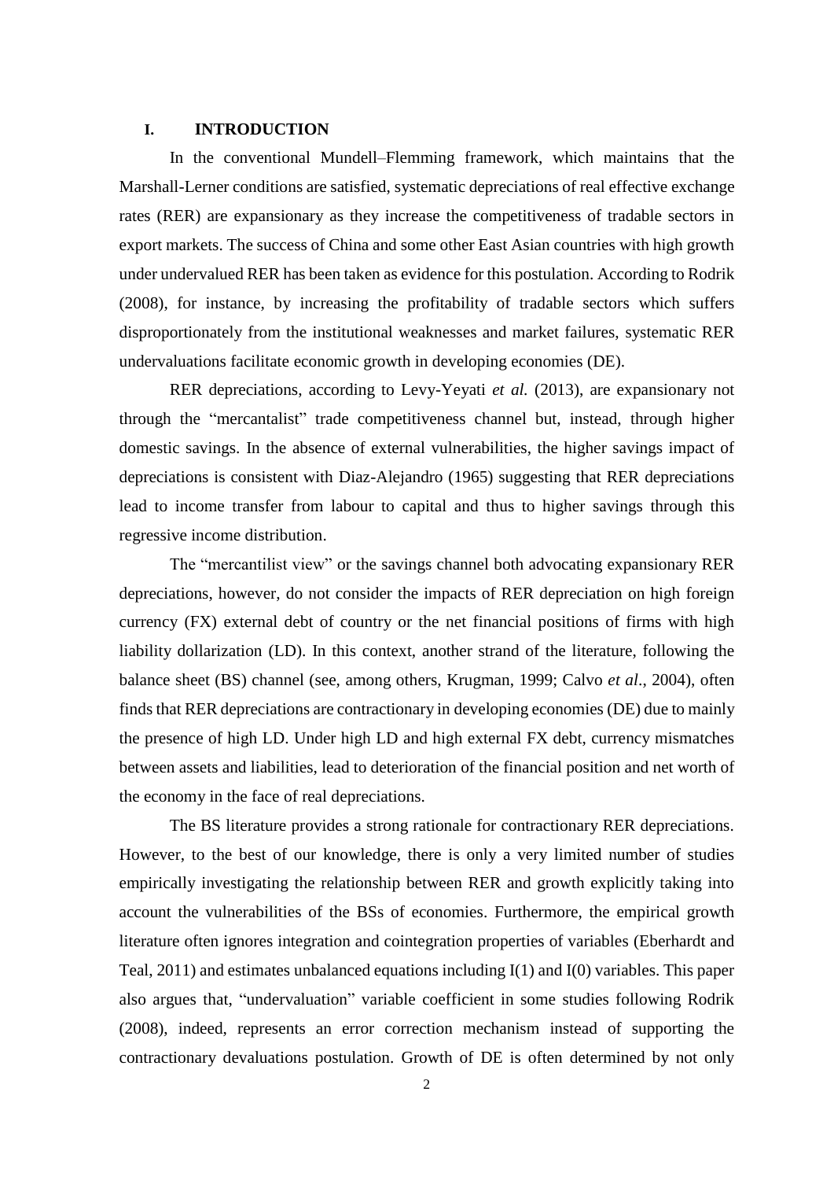## I. INTRODUCTION

In the conventional Mundell–Flemming framework, which maintains that the Marshall-Lerner conditions are satisfied, systematic depreciations of real effective exchange rates (RER) are expansionary as they increase the competitiveness of tradable sectors in export markets. The success of China and some other East Asian countries with high growth under undervalued RER has been taken as evidence for this postulation. According to Rodrik (2008), for instance, by increasing the profitability of tradable sectors which suffers disproportionately from the institutional weaknesses and market failures, systematic RER undervaluations facilitate economic growth in developing economies (DE).

RER depreciations, according to Levy-Yeyati *et al.* (2013), are expansionary not through the "mercantalist" trade competitiveness channel but, instead, through higher domestic savings. In the absence of external vulnerabilities, the higher savings impact of depreciations is consistent with Diaz-Alejandro (1965) suggesting that RER depreciations lead to income transfer from labour to capital and thus to higher savings through this regressive income distribution.

The "mercantilist view" or the savings channel both advocating expansionary RER depreciations, however, do not consider the impacts of RER depreciation on high foreign currency (FX) external debt of country or the net financial positions of firms with high liability dollarization (LD). In this context, another strand of the literature, following the balance sheet (BS) channel (see, among others, Krugman, 1999; Calvo *et al*., 2004), often finds that RER depreciations are contractionary in developing economies (DE) due to mainly the presence of high LD. Under high LD and high external FX debt, currency mismatches between assets and liabilities, lead to deterioration of the financial position and net worth of the economy in the face of real depreciations.

The BS literature provides a strong rationale for contractionary RER depreciations. However, to the best of our knowledge, there is only a very limited number of studies empirically investigating the relationship between RER and growth explicitly taking into account the vulnerabilities of the BSs of economies. Furthermore, the empirical growth literature often ignores integration and cointegration properties of variables (Eberhardt and Teal, 2011) and estimates unbalanced equations including I(1) and I(0) variables. This paper also argues that, "undervaluation" variable coefficient in some studies following Rodrik (2008), indeed, represents an error correction mechanism instead of supporting the contractionary devaluations postulation. Growth of DE is often determined by not only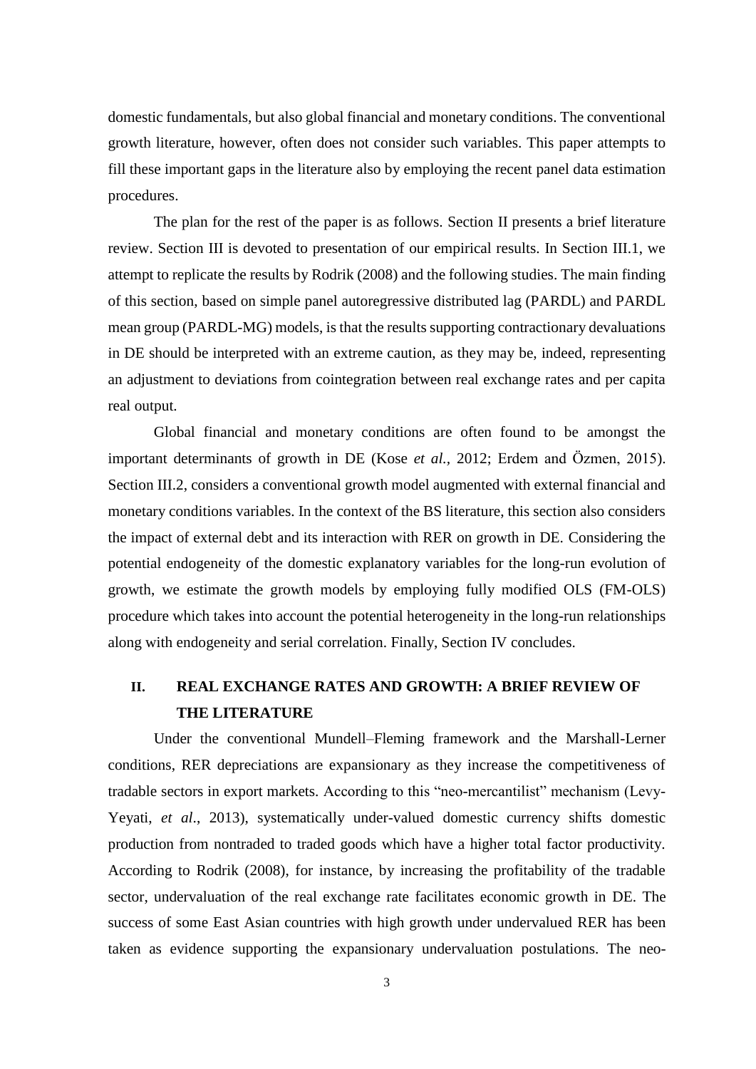domestic fundamentals, but also global financial and monetary conditions. The conventional growth literature, however, often does not consider such variables. This paper attempts to fill these important gaps in the literature also by employing the recent panel data estimation procedures.

The plan for the rest of the paper is as follows. Section II presents a brief literature review. Section III is devoted to presentation of our empirical results. In Section III.1, we attempt to replicate the results by Rodrik (2008) and the following studies. The main finding of this section, based on simple panel autoregressive distributed lag (PARDL) and PARDL mean group (PARDL-MG) models, is that the results supporting contractionary devaluations in DE should be interpreted with an extreme caution, as they may be, indeed, representing an adjustment to deviations from cointegration between real exchange rates and per capita real output.

Global financial and monetary conditions are often found to be amongst the important determinants of growth in DE (Kose *et al.*, 2012; Erdem and Özmen, 2015). Section III.2, considers a conventional growth model augmented with external financial and monetary conditions variables. In the context of the BS literature, this section also considers the impact of external debt and its interaction with RER on growth in DE. Considering the potential endogeneity of the domestic explanatory variables for the long-run evolution of growth, we estimate the growth models by employing fully modified OLS (FM-OLS) procedure which takes into account the potential heterogeneity in the long-run relationships along with endogeneity and serial correlation. Finally, Section IV concludes.

## II. REAL EXCHANGE RATES AND GROWTH: A BRIEF REVIEW OF THE LITERATURE

Under the conventional Mundell–Fleming framework and the Marshall-Lerner conditions, RER depreciations are expansionary as they increase the competitiveness of tradable sectors in export markets. According to this "neo-mercantilist" mechanism (Levy-Yeyati, *et al*., 2013), systematically under-valued domestic currency shifts domestic production from nontraded to traded goods which have a higher total factor productivity. According to Rodrik (2008), for instance, by increasing the profitability of the tradable sector, undervaluation of the real exchange rate facilitates economic growth in DE. The success of some East Asian countries with high growth under undervalued RER has been taken as evidence supporting the expansionary undervaluation postulations. The neo-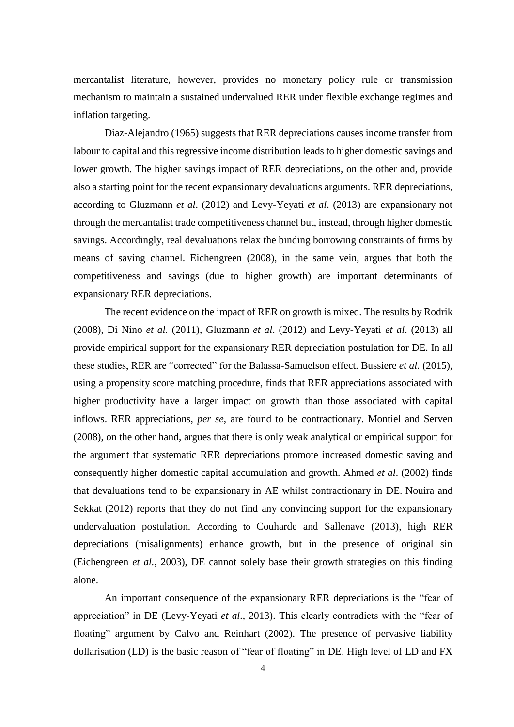mercantalist literature, however, provides no monetary policy rule or transmission mechanism to maintain a sustained undervalued RER under flexible exchange regimes and inflation targeting.

Diaz-Alejandro (1965) suggests that RER depreciations causes income transfer from labour to capital and this regressive income distribution leads to higher domestic savings and lower growth. The higher savings impact of RER depreciations, on the other and, provide also a starting point for the recent expansionary devaluations arguments. RER depreciations, according to Gluzmann *et al*. (2012) and Levy-Yeyati *et al*. (2013) are expansionary not through the mercantalist trade competitiveness channel but, instead, through higher domestic savings. Accordingly, real devaluations relax the binding borrowing constraints of firms by means of saving channel. Eichengreen (2008), in the same vein, argues that both the competitiveness and savings (due to higher growth) are important determinants of expansionary RER depreciations.

The recent evidence on the impact of RER on growth is mixed. The results by Rodrik (2008), Di Nino *et al.* (2011), Gluzmann *et al*. (2012) and Levy-Yeyati *et al*. (2013) all provide empirical support for the expansionary RER depreciation postulation for DE. In all these studies, RER are "corrected" for the Balassa-Samuelson effect. Bussiere *et al.* (2015), using a propensity score matching procedure, finds that RER appreciations associated with higher productivity have a larger impact on growth than those associated with capital inflows. RER appreciations, *per se*, are found to be contractionary. Montiel and Serven (2008), on the other hand, argues that there is only weak analytical or empirical support for the argument that systematic RER depreciations promote increased domestic saving and consequently higher domestic capital accumulation and growth. Ahmed *et al*. (2002) finds that devaluations tend to be expansionary in AE whilst contractionary in DE. Nouira and Sekkat (2012) reports that they do not find any convincing support for the expansionary undervaluation postulation. According to Couharde and Sallenave (2013), high RER depreciations (misalignments) enhance growth, but in the presence of original sin (Eichengreen *et al.*, 2003), DE cannot solely base their growth strategies on this finding alone.

An important consequence of the expansionary RER depreciations is the "fear of appreciation" in DE (Levy-Yeyati *et al*., 2013). This clearly contradicts with the "fear of floating" argument by Calvo and Reinhart (2002). The presence of pervasive liability dollarisation (LD) is the basic reason of "fear of floating" in DE. High level of LD and FX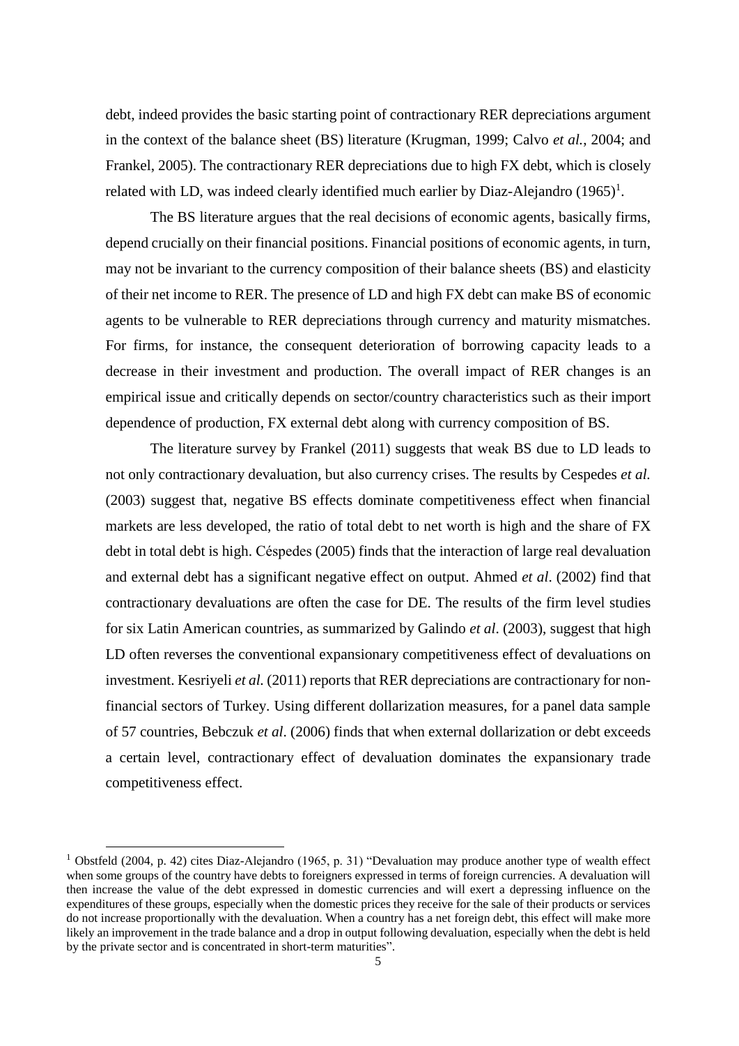debt, indeed provides the basic starting point of contractionary RER depreciations argument in the context of the balance sheet (BS) literature (Krugman, 1999; Calvo *et al.*, 2004; and Frankel, 2005). The contractionary RER depreciations due to high FX debt, which is closely related with LD, was indeed clearly identified much earlier by Diaz-Alejandro (1965)[1].

The BS literature argues that the real decisions of economic agents, basically firms, depend crucially on their financial positions. Financial positions of economic agents, in turn, may not be invariant to the currency composition of their balance sheets (BS) and elasticity of their net income to RER. The presence of LD and high FX debt can make BS of economic agents to be vulnerable to RER depreciations through currency and maturity mismatches. For firms, for instance, the consequent deterioration of borrowing capacity leads to a decrease in their investment and production. The overall impact of RER changes is an empirical issue and critically depends on sector/country characteristics such as their import dependence of production, FX external debt along with currency composition of BS.

The literature survey by Frankel (2011) suggests that weak BS due to LD leads to not only contractionary devaluation, but also currency crises. The results by Cespedes *et al.* (2003) suggest that, negative BS effects dominate competitiveness effect when financial markets are less developed, the ratio of total debt to net worth is high and the share of FX debt in total debt is high. Céspedes (2005) finds that the interaction of large real devaluation and external debt has a significant negative effect on output. Ahmed *et al*. (2002) find that contractionary devaluations are often the case for DE. The results of the firm level studies for six Latin American countries, as summarized by Galindo *et al*. (2003), suggest that high LD often reverses the conventional expansionary competitiveness effect of devaluations on investment. Kesriyeli *et al.* (2011) reports that RER depreciations are contractionary for non-financial sectors of Turkey. Using different dollarization measures, for a panel data sample of 57 countries, Bebczuk *et al*. (2006) finds that when external dollarization or debt exceeds a certain level, contractionary effect of devaluation dominates the expansionary trade competitiveness effect.

[1] Obstfeld (2004, p. 42) cites Diaz-Alejandro (1965, p. 31) "Devaluation may produce another type of wealth effect when some groups of the country have debts to foreigners expressed in terms of foreign currencies. A devaluation will then increase the value of the debt expressed in domestic currencies and will exert a depressing influence on the expenditures of these groups, especially when the domestic prices they receive for the sale of their products or services do not increase proportionally with the devaluation. When a country has a net foreign debt, this effect will make more likely an improvement in the trade balance and a drop in output following devaluation, especially when the debt is held by the private sector and is concentrated in short-term maturities".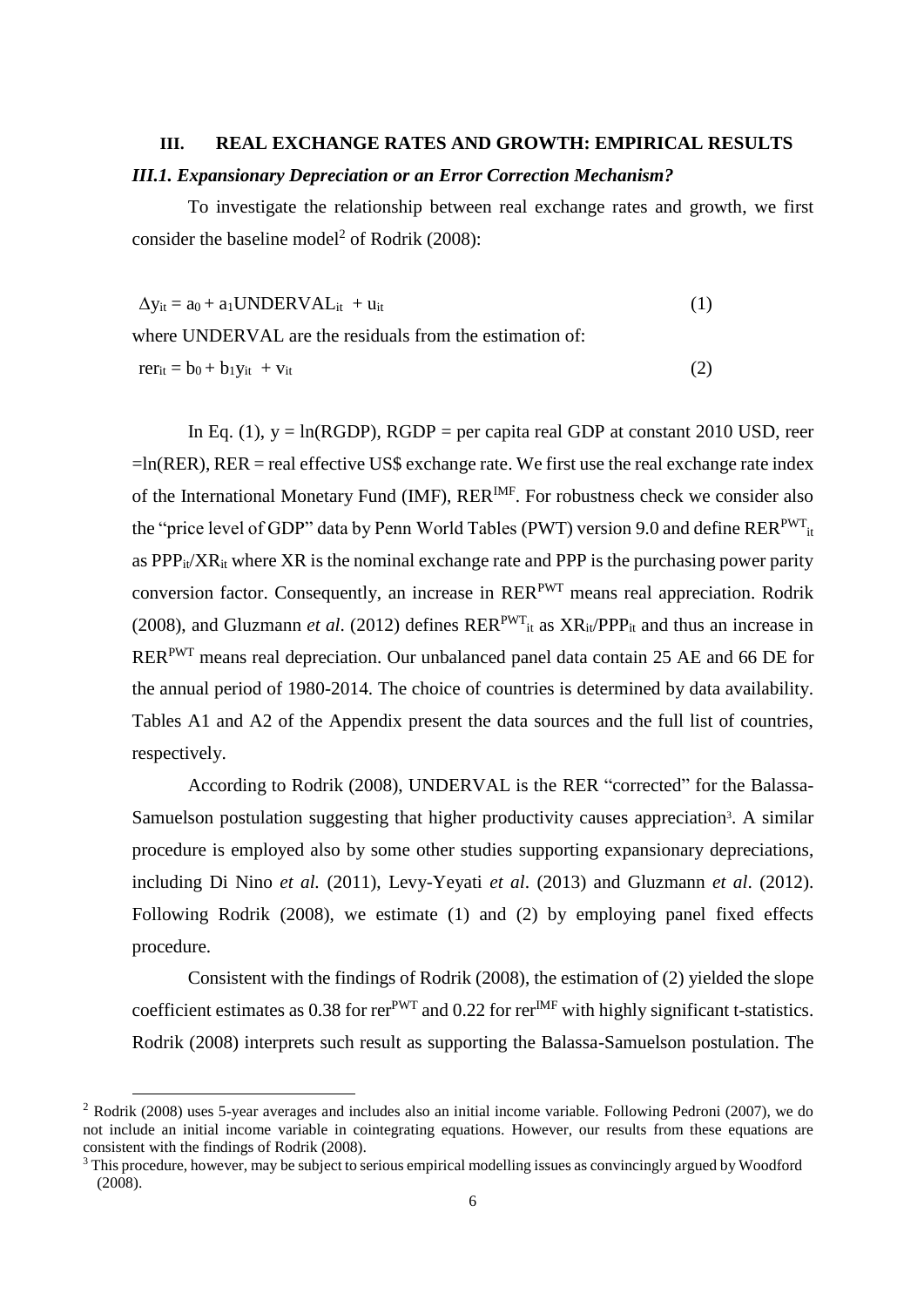## III. REAL EXCHANGE RATES AND GROWTH: EMPIRICAL RESULTS

### *III.1. Expansionary Depreciation or an Error Correction Mechanism?*

To investigate the relationship between real exchange rates and growth, we first consider the baseline model[2] of Rodrik (2008):

$$\Delta y_{it} = a_0 + a_1 UNDERVAL_{it} + u_{it} \qquad (1)$$

where UNDERVAL are the residuals from the estimation of:

$$rer_{it} = b_0 + b_1 y_{it} + v_{it} \qquad (2)$$

In Eq. (1), $y = \ln(RGDP)$, RGDP = per capita real GDP at constant 2010 USD, reer $=\ln(RER)$, RER = real effective US$ exchange rate. We first use the real exchange rate index of the International Monetary Fund (IMF), $RER^{IMF}$. For robustness check we consider also the "price level of GDP" data by Penn World Tables (PWT) version 9.0 and define $RER^{PWT}_{it}$ as $PPP_{it}/XR_{it}$ where XR is the nominal exchange rate and PPP is the purchasing power parity conversion factor. Consequently, an increase in $RER^{PWT}$ means real appreciation. Rodrik (2008), and Gluzmann *et al*. (2012) defines $RER^{PWT}_{it}$ as $XR_{it}/PPP_{it}$ and thus an increase in $RER^{PWT}$ means real depreciation. Our unbalanced panel data contain 25 AE and 66 DE for the annual period of 1980-2014. The choice of countries is determined by data availability. Tables A1 and A2 of the Appendix present the data sources and the full list of countries, respectively.

According to Rodrik (2008), UNDERVAL is the RER "corrected" for the Balassa-Samuelson postulation suggesting that higher productivity causes appreciation[3]. A similar procedure is employed also by some other studies supporting expansionary depreciations, including Di Nino *et al.* (2011), Levy-Yeyati *et al*. (2013) and Gluzmann *et al*. (2012). Following Rodrik (2008), we estimate (1) and (2) by employing panel fixed effects procedure.

Consistent with the findings of Rodrik (2008), the estimation of (2) yielded the slope coefficient estimates as 0.38 for $rer^{PWT}$ and 0.22 for $rer^{IMF}$ with highly significant t-statistics. Rodrik (2008) interprets such result as supporting the Balassa-Samuelson postulation. The

---

[2] Rodrik (2008) uses 5-year averages and includes also an initial income variable. Following Pedroni (2007), we do not include an initial income variable in cointegrating equations. However, our results from these equations are consistent with the findings of Rodrik (2008).

[3] This procedure, however, may be subject to serious empirical modelling issues as convincingly argued by Woodford (2008).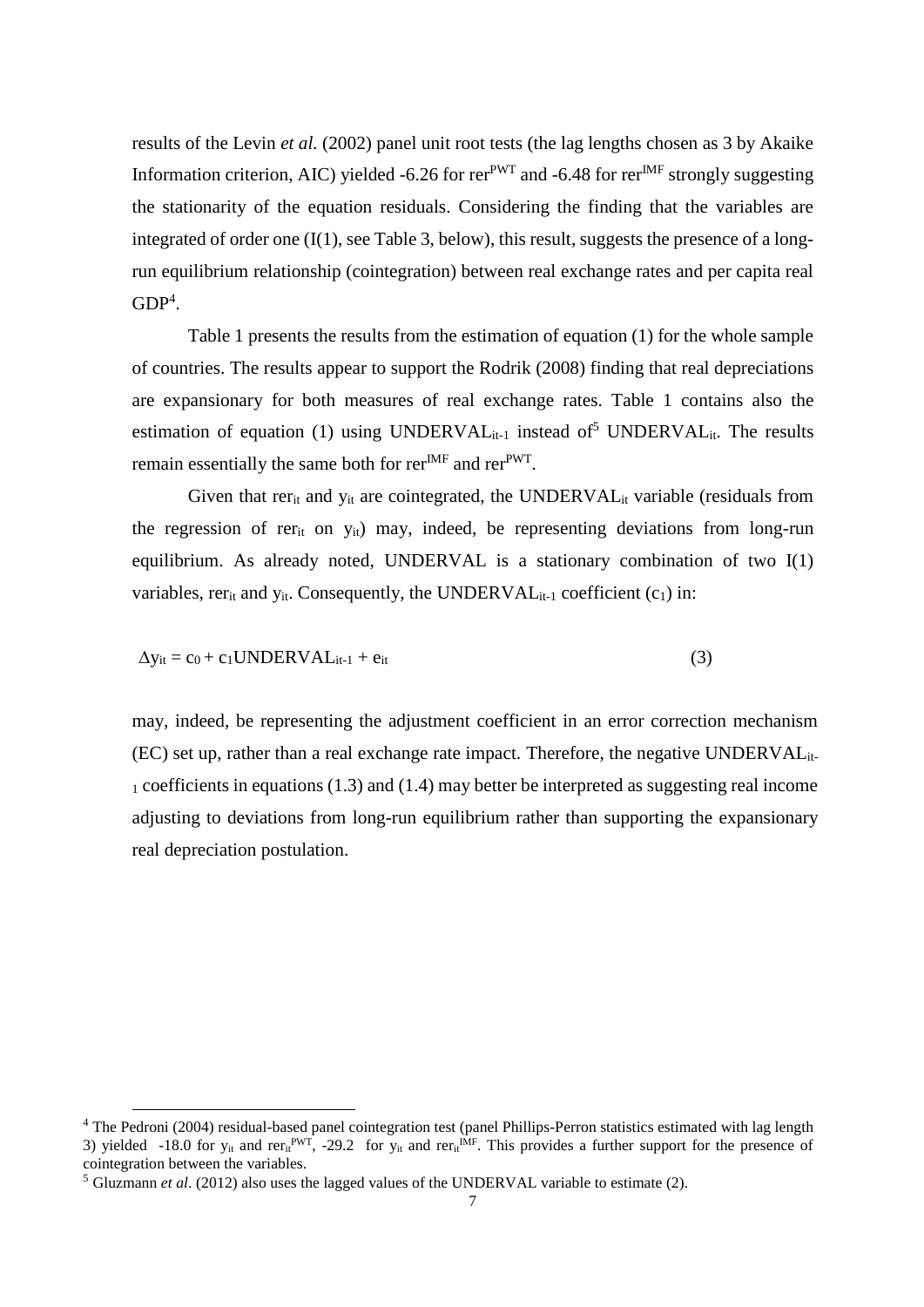results of the Levin *et al.* (2002) panel unit root tests (the lag lengths chosen as 3 by Akaike Information criterion, AIC) yielded -6.26 for $rer^{PWT}$ and -6.48 for $rer^{IMF}$ strongly suggesting the stationarity of the equation residuals. Considering the finding that the variables are integrated of order one (I(1), see Table 3, below), this result, suggests the presence of a long-run equilibrium relationship (cointegration) between real exchange rates and per capita real GDP[4].

Table 1 presents the results from the estimation of equation (1) for the whole sample of countries. The results appear to support the Rodrik (2008) finding that real depreciations are expansionary for both measures of real exchange rates. Table 1 contains also the estimation of equation (1) using $UNDERVAL_{it-1}$ instead of[5] $UNDERVAL_{it}$. The results remain essentially the same both for $rer^{IMF}$ and $rer^{PWT}$.

Given that $rer_{it}$ and $y_{it}$ are cointegrated, the $UNDERVAL_{it}$ variable (residuals from the regression of $rer_{it}$ on $y_{it}$) may, indeed, be representing deviations from long-run equilibrium. As already noted, UNDERVAL is a stationary combination of two I(1) variables, $rer_{it}$ and $y_{it}$. Consequently, the $UNDERVAL_{it-1}$ coefficient ($c_1$) in:

$$\Delta y_{it} = c_0 + c_1 UNDERVAL_{it-1} + e_{it} \qquad (3)$$

may, indeed, be representing the adjustment coefficient in an error correction mechanism (EC) set up, rather than a real exchange rate impact. Therefore, the negative $UNDERVAL_{it-1}$ coefficients in equations (1.3) and (1.4) may better be interpreted as suggesting real income adjusting to deviations from long-run equilibrium rather than supporting the expansionary real depreciation postulation.

---

[4] The Pedroni (2004) residual-based panel cointegration test (panel Phillips-Perron statistics estimated with lag length 3) yielded -18.0 for $y_{it}$ and $rer_{it}^{PWT}$, -29.2 for $y_{it}$ and $rer_{it}^{IMF}$. This provides a further support for the presence of cointegration between the variables.

[5] Gluzmann *et al*. (2012) also uses the lagged values of the UNDERVAL variable to estimate (2).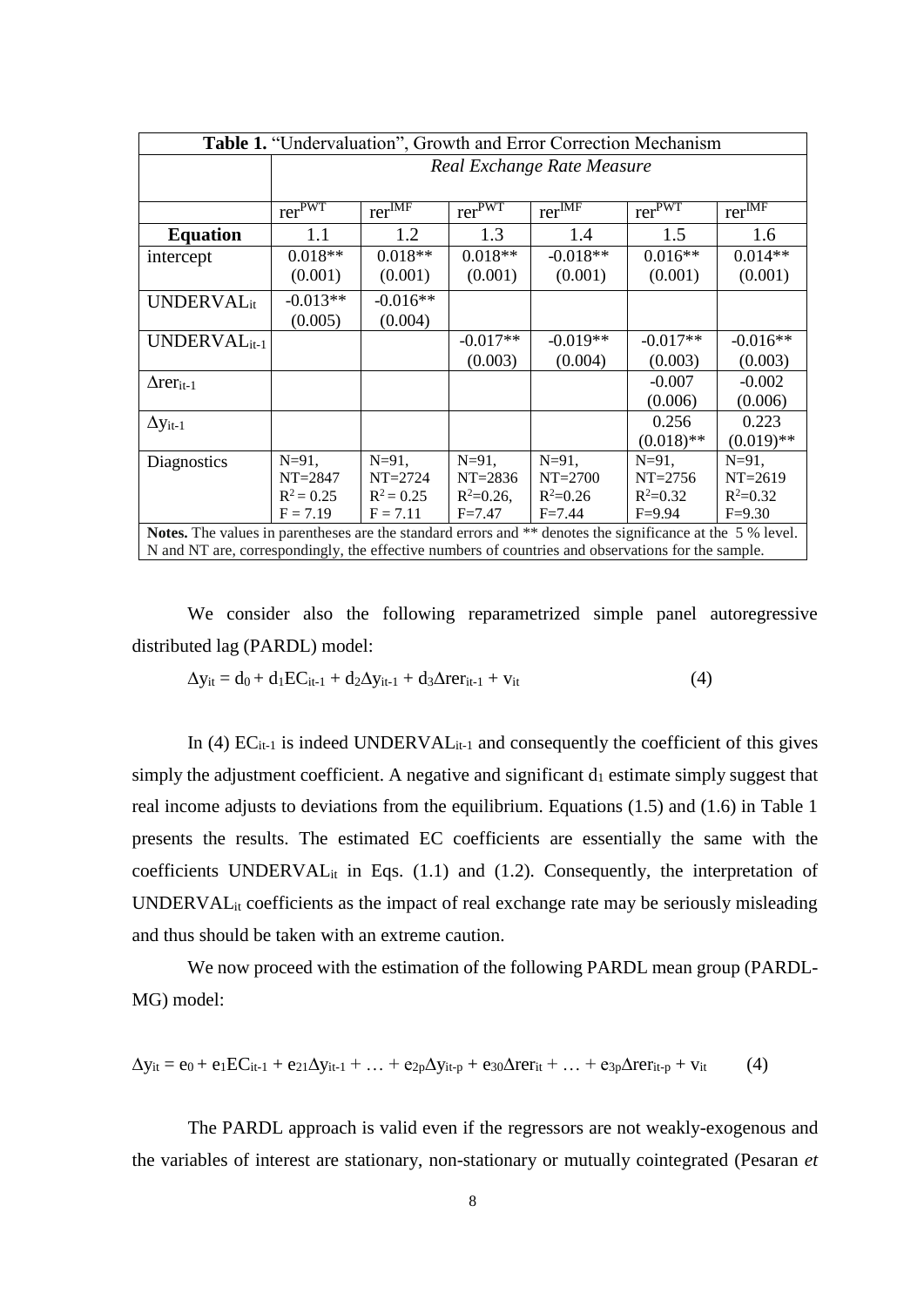**Table 1.** "Undervaluation", Growth and Error Correction Mechanism

| | *Real Exchange Rate Measure* | | | | | |
|---|---|---|---|---|---|---|
| | $rer^{PWT}$ | $rer^{IMF}$ | $rer^{PWT}$ | $rer^{IMF}$ | $rer^{PWT}$ | $rer^{IMF}$ |
| **Equation** | 1.1 | 1.2 | 1.3 | 1.4 | 1.5 | 1.6 |
| intercept | 0.018** (0.001) | 0.018** (0.001) | 0.018** (0.001) | -0.018** (0.001) | 0.016** (0.001) | 0.014** (0.001) |
| $UNDERVAL_{it}$ | -0.013** (0.005) | -0.016** (0.004) | | | | |
| $UNDERVAL_{it-1}$ | | | -0.017** (0.003) | -0.019** (0.004) | -0.017** (0.003) | -0.016** (0.003) |
| $\Delta rer_{it-1}$ | | | | | -0.007 (0.006) | -0.002 (0.006) |
| $\Delta y_{it-1}$ | | | | | 0.256 (0.018)** | 0.223 (0.019)** |
| Diagnostics | N=91, NT=2847 $R^2 = 0.25$ F = 7.19 | N=91, NT=2724 $R^2 = 0.25$ F = 7.11 | N=91, NT=2836 $R^2$=0.26, F=7.47 | N=91, NT=2700 $R^2$=0.26 F=7.44 | N=91, NT=2756 $R^2$=0.32 F=9.94 | N=91, NT=2619 $R^2$=0.32 F=9.30 |

**Notes.** The values in parentheses are the standard errors and ** denotes the significance at the 5 % level. N and NT are, correspondingly, the effective numbers of countries and observations for the sample.

We consider also the following reparametrized simple panel autoregressive distributed lag (PARDL) model:

$$\Delta y_{it} = d_0 + d_1 EC_{it-1} + d_2 \Delta y_{it-1} + d_3 \Delta rer_{it-1} + v_{it} \qquad (4)$$

In (4) $EC_{it-1}$ is indeed $UNDERVAL_{it-1}$ and consequently the coefficient of this gives simply the adjustment coefficient. A negative and significant $d_1$ estimate simply suggest that real income adjusts to deviations from the equilibrium. Equations (1.5) and (1.6) in Table 1 presents the results. The estimated EC coefficients are essentially the same with the coefficients $UNDERVAL_{it}$ in Eqs. (1.1) and (1.2). Consequently, the interpretation of $UNDERVAL_{it}$ coefficients as the impact of real exchange rate may be seriously misleading and thus should be taken with an extreme caution.

We now proceed with the estimation of the following PARDL mean group (PARDL-MG) model:

$$\Delta y_{it} = e_0 + e_1 EC_{it-1} + e_{21}\Delta y_{it-1} + \ldots + e_{2p}\Delta y_{it-p} + e_{30}\Delta rer_{it} + \ldots + e_{3p}\Delta rer_{it-p} + v_{it} \qquad (4)$$

The PARDL approach is valid even if the regressors are not weakly-exogenous and the variables of interest are stationary, non-stationary or mutually cointegrated (Pesaran *et*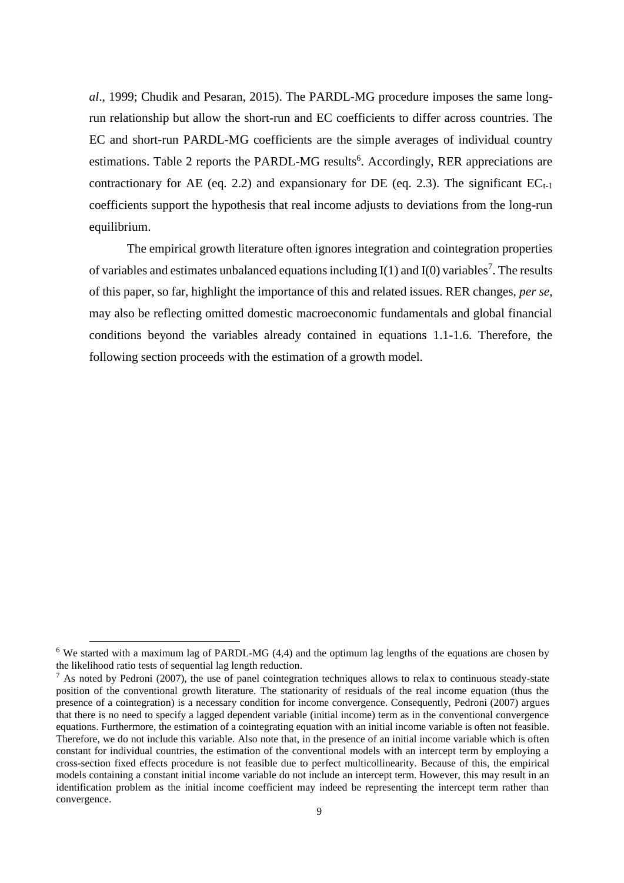*al*., 1999; Chudik and Pesaran, 2015). The PARDL-MG procedure imposes the same long-run relationship but allow the short-run and EC coefficients to differ across countries. The EC and short-run PARDL-MG coefficients are the simple averages of individual country estimations. Table 2 reports the PARDL-MG results[6]. Accordingly, RER appreciations are contractionary for AE (eq. 2.2) and expansionary for DE (eq. 2.3). The significant $EC_{t-1}$ coefficients support the hypothesis that real income adjusts to deviations from the long-run equilibrium.

The empirical growth literature often ignores integration and cointegration properties of variables and estimates unbalanced equations including I(1) and I(0) variables[7]. The results of this paper, so far, highlight the importance of this and related issues. RER changes, *per se*, may also be reflecting omitted domestic macroeconomic fundamentals and global financial conditions beyond the variables already contained in equations 1.1-1.6. Therefore, the following section proceeds with the estimation of a growth model.

---

[6] We started with a maximum lag of PARDL-MG (4,4) and the optimum lag lengths of the equations are chosen by the likelihood ratio tests of sequential lag length reduction.

[7] As noted by Pedroni (2007), the use of panel cointegration techniques allows to relax to continuous steady-state position of the conventional growth literature. The stationarity of residuals of the real income equation (thus the presence of a cointegration) is a necessary condition for income convergence. Consequently, Pedroni (2007) argues that there is no need to specify a lagged dependent variable (initial income) term as in the conventional convergence equations. Furthermore, the estimation of a cointegrating equation with an initial income variable is often not feasible. Therefore, we do not include this variable. Also note that, in the presence of an initial income variable which is often constant for individual countries, the estimation of the conventional models with an intercept term by employing a cross-section fixed effects procedure is not feasible due to perfect multicollinearity. Because of this, the empirical models containing a constant initial income variable do not include an intercept term. However, this may result in an identification problem as the initial income coefficient may indeed be representing the intercept term rather than convergence.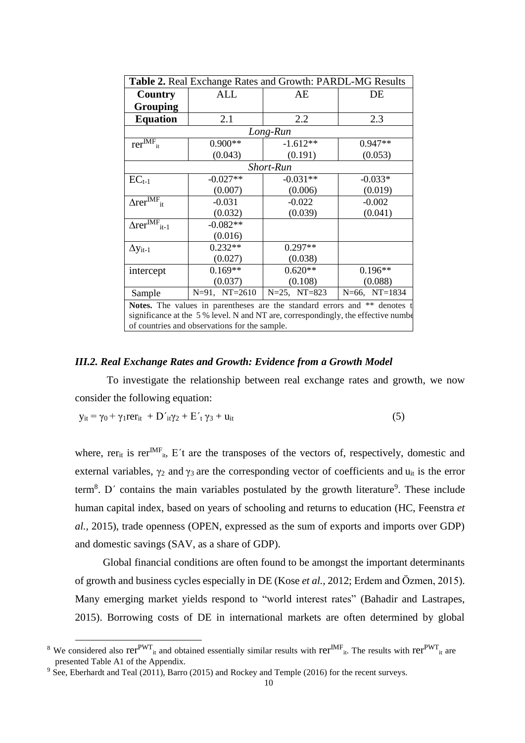**Table 2.** Real Exchange Rates and Growth: PARDL-MG Results

| Country Grouping | ALL | AE | DE |
|---|---|---|---|
| **Equation** | 2.1 | 2.2 | 2.3 |
| *Long-Run* | | | |
| $rer^{IMF}_{it}$ | 0.900** | -1.612** | 0.947** |
| | (0.043) | (0.191) | (0.053) |
| *Short-Run* | | | |
| $EC_{t-1}$ | -0.027** | -0.031** | -0.033* |
| | (0.007) | (0.006) | (0.019) |
| $\Delta rer^{IMF}_{it}$ | -0.031 | -0.022 | -0.002 |
| | (0.032) | (0.039) | (0.041) |
| $\Delta rer^{IMF}_{it-1}$ | -0.082** | | |
| | (0.016) | | |
| $\Delta y_{it-1}$ | 0.232** | 0.297** | |
| | (0.027) | (0.038) | |
| intercept | 0.169** | 0.620** | 0.196** |
| | (0.037) | (0.108) | (0.088) |
| Sample | N=91, NT=2610 | N=25, NT=823 | N=66, NT=1834 |

**Notes.** The values in parentheses are the standard errors and ** denotes t significance at the 5 % level. N and NT are, correspondingly, the effective numbe of countries and observations for the sample.

### *III.2. Real Exchange Rates and Growth: Evidence from a Growth Model*

To investigate the relationship between real exchange rates and growth, we now consider the following equation:

$$y_{it} = \gamma_0 + \gamma_1 rer_{it} + D'_{it}\gamma_2 + E'_t \gamma_3 + u_{it} \qquad (5)$$

where, $rer_{it}$ is $rer^{IMF}_{it}$, $E'_t$ are the transposes of the vectors of, respectively, domestic and external variables, $\gamma_2$ and $\gamma_3$ are the corresponding vector of coefficients and $u_{it}$ is the error term[8]. D´ contains the main variables postulated by the growth literature[9]. These include human capital index, based on years of schooling and returns to education (HC, Feenstra *et al.*, 2015), trade openness (OPEN, expressed as the sum of exports and imports over GDP) and domestic savings (SAV, as a share of GDP).

Global financial conditions are often found to be amongst the important determinants of growth and business cycles especially in DE (Kose *et al.*, 2012; Erdem and Özmen, 2015). Many emerging market yields respond to "world interest rates" (Bahadir and Lastrapes, 2015). Borrowing costs of DE in international markets are often determined by global

[8] We considered also $rer^{PWT}_{it}$ and obtained essentially similar results with $rer^{IMF}_{it}$. The results with $rer^{PWT}_{it}$ are presented Table A1 of the Appendix.

[9] See, Eberhardt and Teal (2011), Barro (2015) and Rockey and Temple (2016) for the recent surveys.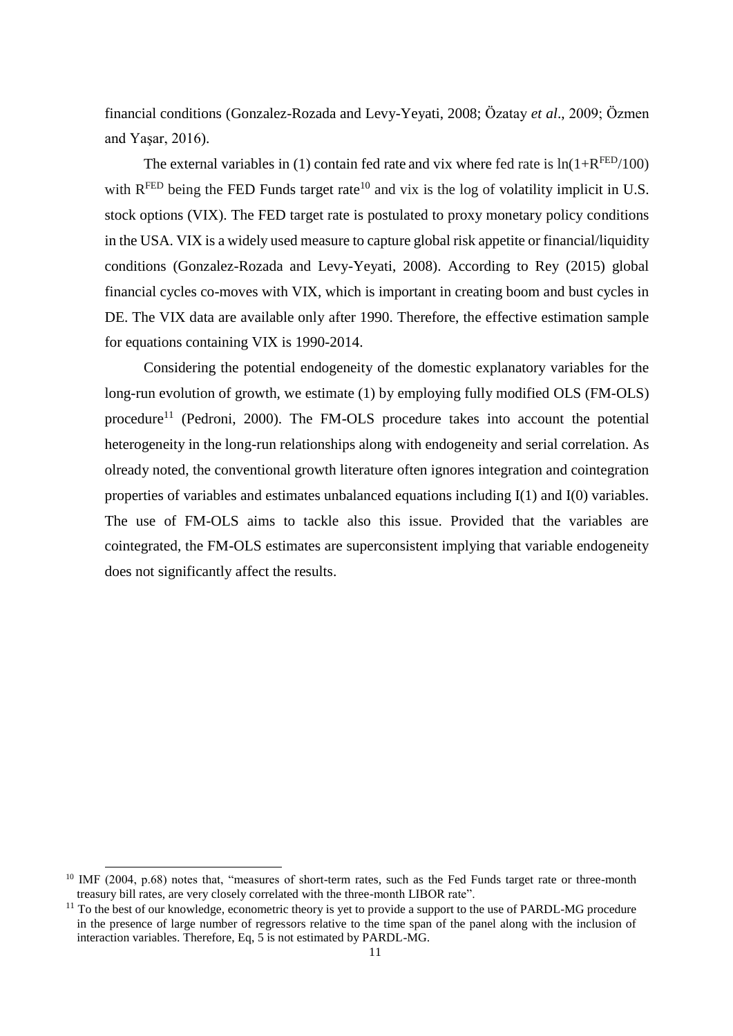financial conditions (Gonzalez-Rozada and Levy-Yeyati, 2008; Özatay *et al*., 2009; Özmen and Yaşar, 2016).

The external variables in (1) contain fed rate and vix where fed rate is $\ln(1+R^{FED}/100)$ with $R^{FED}$ being the FED Funds target rate[10] and vix is the log of volatility implicit in U.S. stock options (VIX). The FED target rate is postulated to proxy monetary policy conditions in the USA. VIX is a widely used measure to capture global risk appetite or financial/liquidity conditions (Gonzalez-Rozada and Levy-Yeyati, 2008). According to Rey (2015) global financial cycles co-moves with VIX, which is important in creating boom and bust cycles in DE. The VIX data are available only after 1990. Therefore, the effective estimation sample for equations containing VIX is 1990-2014.

Considering the potential endogeneity of the domestic explanatory variables for the long-run evolution of growth, we estimate (1) by employing fully modified OLS (FM-OLS) procedure[11] (Pedroni, 2000). The FM-OLS procedure takes into account the potential heterogeneity in the long-run relationships along with endogeneity and serial correlation. As olready noted, the conventional growth literature often ignores integration and cointegration properties of variables and estimates unbalanced equations including I(1) and I(0) variables. The use of FM-OLS aims to tackle also this issue. Provided that the variables are cointegrated, the FM-OLS estimates are superconsistent implying that variable endogeneity does not significantly affect the results.

---

[10] IMF (2004, p.68) notes that, "measures of short-term rates, such as the Fed Funds target rate or three-month treasury bill rates, are very closely correlated with the three-month LIBOR rate".

[11] To the best of our knowledge, econometric theory is yet to provide a support to the use of PARDL-MG procedure in the presence of large number of regressors relative to the time span of the panel along with the inclusion of interaction variables. Therefore, Eq, 5 is not estimated by PARDL-MG.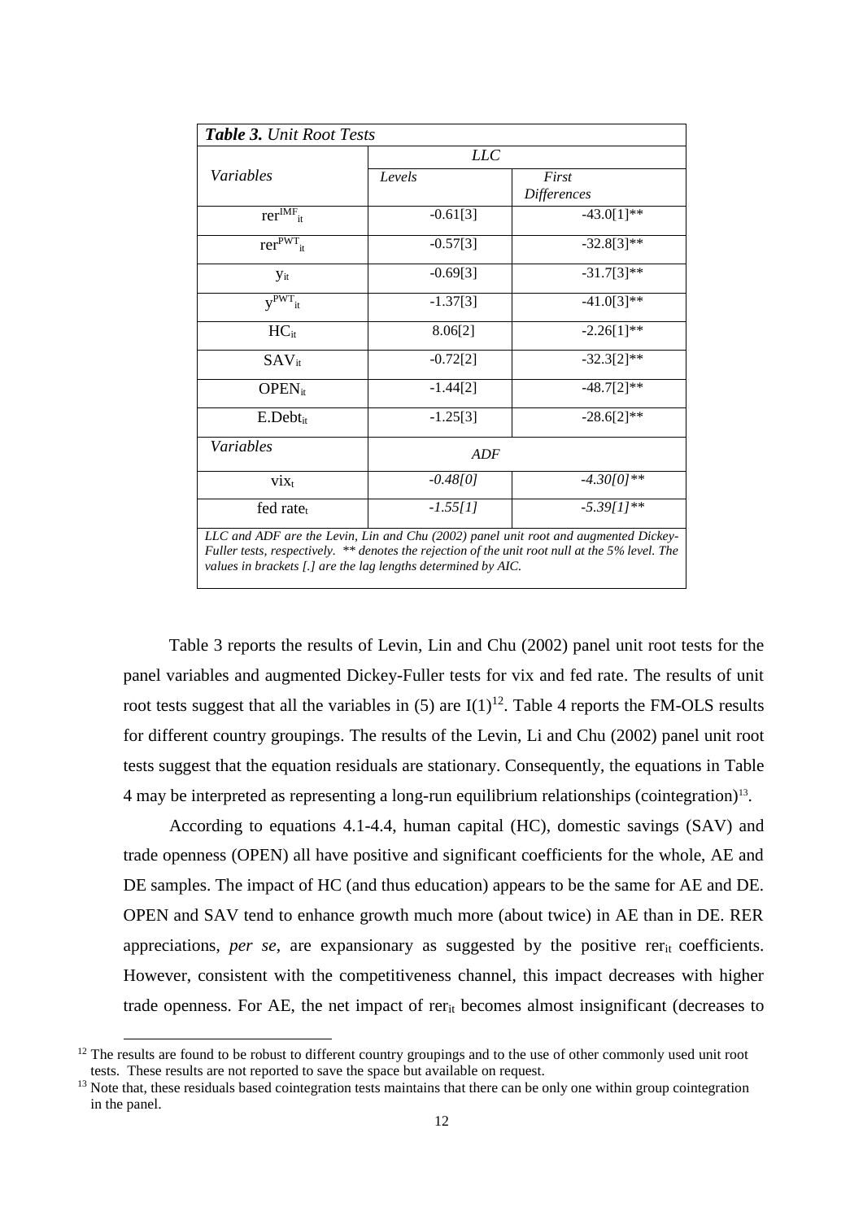| ***Table 3.*** *Unit Root Tests* | | |
|---|---|---|
| | *LLC* | |
| *Variables* | *Levels* | *First Differences* |
| $rer^{IMF}_{it}$ | -0.61[3] | -43.0[1]** |
| $rer^{PWT}_{it}$ | -0.57[3] | -32.8[3]** |
| $y_{it}$ | -0.69[3] | -31.7[3]** |
| $y^{PWT}_{it}$ | -1.37[3] | -41.0[3]** |
| $HC_{it}$ | 8.06[2] | -2.26[1]** |
| $SAV_{it}$ | -0.72[2] | -32.3[2]** |
| $OPEN_{it}$ | -1.44[2] | -48.7[2]** |
| $E.Debt_{it}$ | -1.25[3] | -28.6[2]** |
| *Variables* | *ADF* | |
| $vix_t$ | *-0.48[0]* | *-4.30[0]*** |
| fed $rate_t$ | *-1.55[1]* | *-5.39[1]*** |

*LLC and ADF are the Levin, Lin and Chu (2002) panel unit root and augmented Dickey-Fuller tests, respectively. ** denotes the rejection of the unit root null at the 5% level. The values in brackets [.] are the lag lengths determined by AIC.*

Table 3 reports the results of Levin, Lin and Chu (2002) panel unit root tests for the panel variables and augmented Dickey-Fuller tests for vix and fed rate. The results of unit root tests suggest that all the variables in (5) are I(1)[12]. Table 4 reports the FM-OLS results for different country groupings. The results of the Levin, Li and Chu (2002) panel unit root tests suggest that the equation residuals are stationary. Consequently, the equations in Table 4 may be interpreted as representing a long-run equilibrium relationships (cointegration)[13].

According to equations 4.1-4.4, human capital (HC), domestic savings (SAV) and trade openness (OPEN) all have positive and significant coefficients for the whole, AE and DE samples. The impact of HC (and thus education) appears to be the same for AE and DE. OPEN and SAV tend to enhance growth much more (about twice) in AE than in DE. RER appreciations, *per se*, are expansionary as suggested by the positive $rer_{it}$ coefficients. However, consistent with the competitiveness channel, this impact decreases with higher trade openness. For AE, the net impact of $rer_{it}$ becomes almost insignificant (decreases to

[12] The results are found to be robust to different country groupings and to the use of other commonly used unit root tests. These results are not reported to save the space but available on request.

[13] Note that, these residuals based cointegration tests maintains that there can be only one within group cointegration in the panel.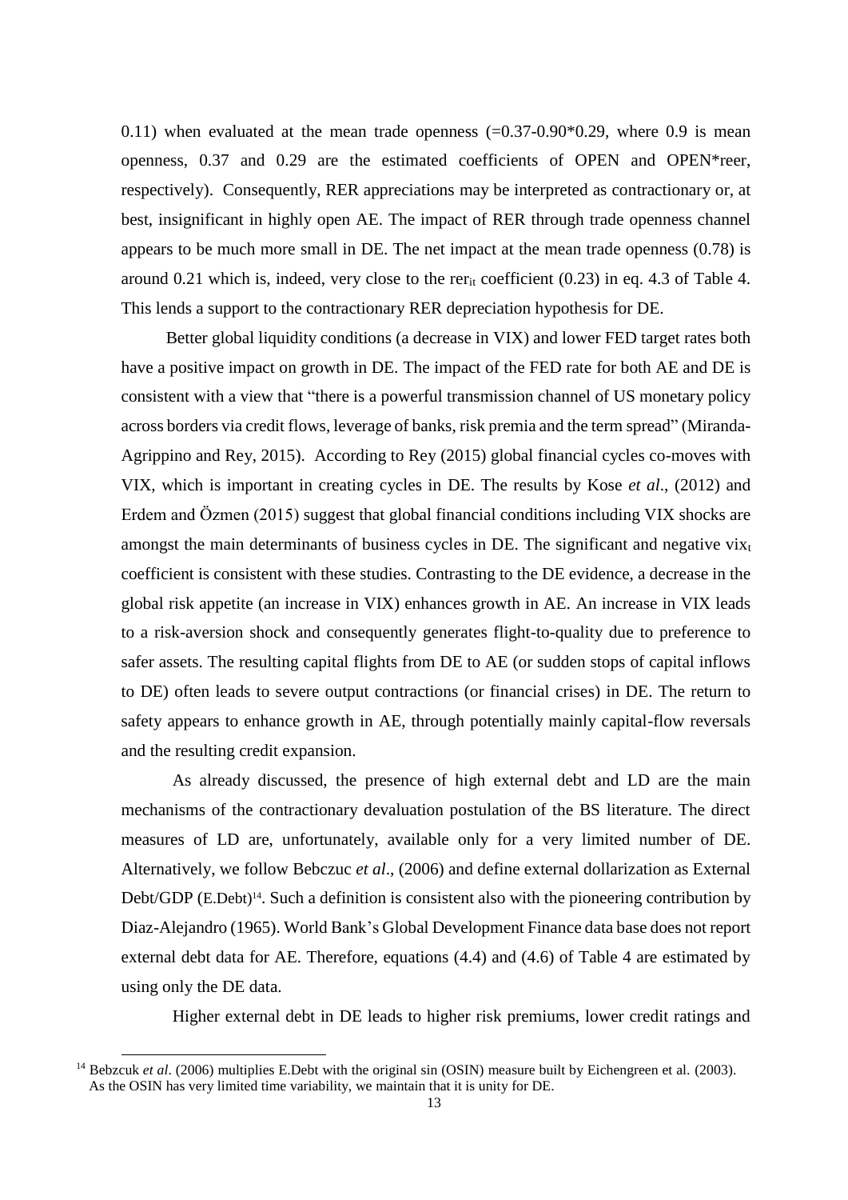0.11) when evaluated at the mean trade openness (=0.37-0.90*0.29, where 0.9 is mean openness, 0.37 and 0.29 are the estimated coefficients of OPEN and OPEN*reer, respectively). Consequently, RER appreciations may be interpreted as contractionary or, at best, insignificant in highly open AE. The impact of RER through trade openness channel appears to be much more small in DE. The net impact at the mean trade openness (0.78) is around 0.21 which is, indeed, very close to the $rer_{it}$ coefficient (0.23) in eq. 4.3 of Table 4. This lends a support to the contractionary RER depreciation hypothesis for DE.

Better global liquidity conditions (a decrease in VIX) and lower FED target rates both have a positive impact on growth in DE. The impact of the FED rate for both AE and DE is consistent with a view that "there is a powerful transmission channel of US monetary policy across borders via credit flows, leverage of banks, risk premia and the term spread" (Miranda-Agrippino and Rey, 2015). According to Rey (2015) global financial cycles co-moves with VIX, which is important in creating cycles in DE. The results by Kose *et al*., (2012) and Erdem and Özmen (2015) suggest that global financial conditions including VIX shocks are amongst the main determinants of business cycles in DE. The significant and negative $vix_t$ coefficient is consistent with these studies. Contrasting to the DE evidence, a decrease in the global risk appetite (an increase in VIX) enhances growth in AE. An increase in VIX leads to a risk-aversion shock and consequently generates flight-to-quality due to preference to safer assets. The resulting capital flights from DE to AE (or sudden stops of capital inflows to DE) often leads to severe output contractions (or financial crises) in DE. The return to safety appears to enhance growth in AE, through potentially mainly capital-flow reversals and the resulting credit expansion.

As already discussed, the presence of high external debt and LD are the main mechanisms of the contractionary devaluation postulation of the BS literature. The direct measures of LD are, unfortunately, available only for a very limited number of DE. Alternatively, we follow Bebczuc *et al*., (2006) and define external dollarization as External Debt/GDP (E.Debt)[14]. Such a definition is consistent also with the pioneering contribution by Diaz-Alejandro (1965). World Bank's Global Development Finance data base does not report external debt data for AE. Therefore, equations (4.4) and (4.6) of Table 4 are estimated by using only the DE data.

Higher external debt in DE leads to higher risk premiums, lower credit ratings and

[14] Bebzcuk *et al*. (2006) multiplies E.Debt with the original sin (OSIN) measure built by Eichengreen et al. (2003). As the OSIN has very limited time variability, we maintain that it is unity for DE.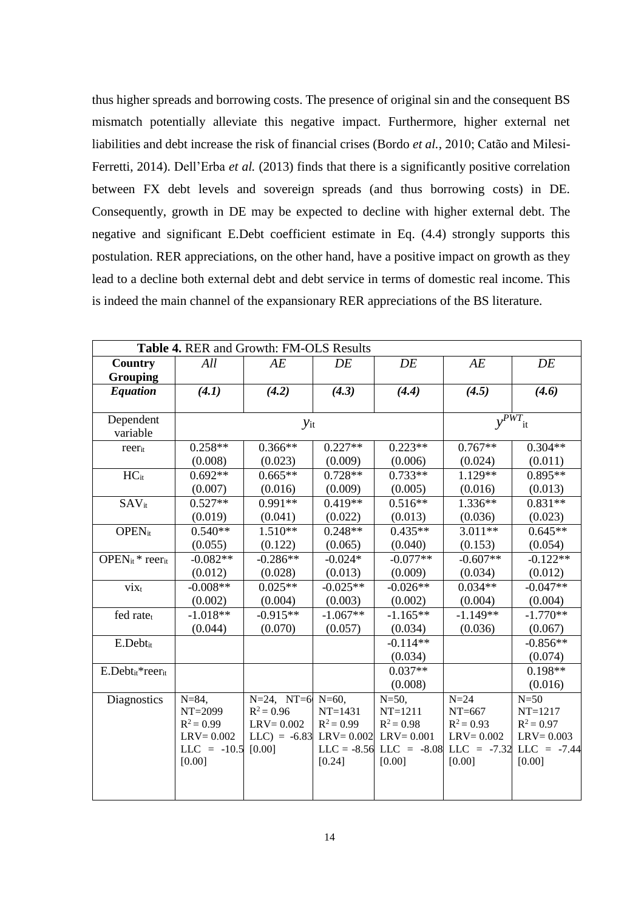thus higher spreads and borrowing costs. The presence of original sin and the consequent BS mismatch potentially alleviate this negative impact. Furthermore, higher external net liabilities and debt increase the risk of financial crises (Bordo *et al.*, 2010; Catão and Milesi-Ferretti, 2014). Dell'Erba *et al.* (2013) finds that there is a significantly positive correlation between FX debt levels and sovereign spreads (and thus borrowing costs) in DE. Consequently, growth in DE may be expected to decline with higher external debt. The negative and significant E.Debt coefficient estimate in Eq. (4.4) strongly supports this postulation. RER appreciations, on the other hand, have a positive impact on growth as they lead to a decline both external debt and debt service in terms of domestic real income. This is indeed the main channel of the expansionary RER appreciations of the BS literature.

**Table 4.** RER and Growth: FM-OLS Results

| **Country Grouping** | *All* | *AE* | *DE* | *DE* | *AE* | *DE* |
|---|---|---|---|---|---|---|
| ***Equation*** | ***(4.1)*** | ***(4.2)*** | ***(4.3)*** | ***(4.4)*** | ***(4.5)*** | ***(4.6)*** |
| Dependent variable | $y_{it}$ | | | | $y^{PWT}_{it}$ | |
| $reer_{it}$ | 0.258** (0.008) | 0.366** (0.023) | 0.227** (0.009) | 0.223** (0.006) | 0.767** (0.024) | 0.304** (0.011) |
| $HC_{it}$ | 0.692** (0.007) | 0.665** (0.016) | 0.728** (0.009) | 0.733** (0.005) | 1.129** (0.016) | 0.895** (0.013) |
| $SAV_{it}$ | 0.527** (0.019) | 0.991** (0.041) | 0.419** (0.022) | 0.516** (0.013) | 1.336** (0.036) | 0.831** (0.023) |
| $OPEN_{it}$ | 0.540** (0.055) | 1.510** (0.122) | 0.248** (0.065) | 0.435** (0.040) | 3.011** (0.153) | 0.645** (0.054) |
| $OPEN_{it} * reer_{it}$ | -0.082** (0.012) | -0.286** (0.028) | -0.024* (0.013) | -0.077** (0.009) | -0.607** (0.034) | -0.122** (0.012) |
| $vix_t$ | -0.008** (0.002) | 0.025** (0.004) | -0.025** (0.003) | -0.026** (0.002) | 0.034** (0.004) | -0.047** (0.004) |
| fed $rate_t$ | -1.018** (0.044) | -0.915** (0.070) | -1.067** (0.057) | -1.165** (0.034) | -1.149** (0.036) | -1.770** (0.067) |
| $E.Debt_{it}$ | | | | -0.114** (0.034) | | -0.856** (0.074) |
| $E.Debt_{it} * reer_{it}$ | | | | 0.037** (0.008) | | 0.198** (0.016) |
| Diagnostics | N=84, NT=2099, $R^2 = 0.99$, LRV= 0.002, LLC = -10.5 [0.00] | N=24, NT=6, $R^2 = 0.96$, LRV= 0.002, LLC) = -6.83 [0.00] | N=60, NT=1431, $R^2 = 0.99$, LRV= 0.002, LLC = -8.56 [0.24] | N=50, NT=1211, $R^2 = 0.98$, LRV= 0.001, LLC = -8.08 [0.00] | N=24, NT=667, $R^2 = 0.93$, LRV= 0.002, LLC = -7.32 [0.00] | N=50, NT=1217, $R^2 = 0.97$, LRV= 0.003, LLC = -7.44 [0.00] |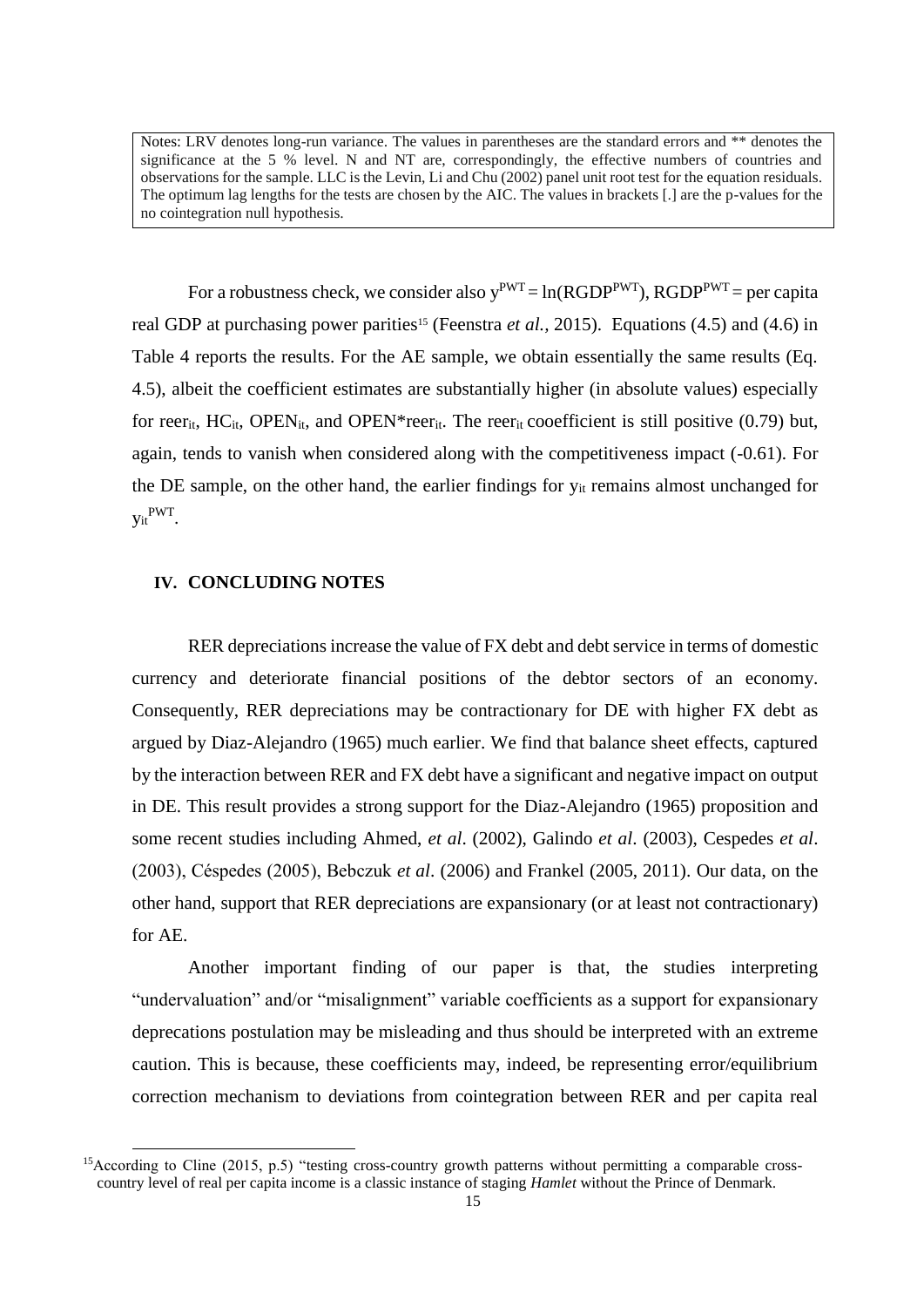Notes: LRV denotes long-run variance. The values in parentheses are the standard errors and ** denotes the significance at the 5 % level. N and NT are, correspondingly, the effective numbers of countries and observations for the sample. LLC is the Levin, Li and Chu (2002) panel unit root test for the equation residuals. The optimum lag lengths for the tests are chosen by the AIC. The values in brackets [.] are the p-values for the no cointegration null hypothesis.

For a robustness check, we consider also $y^{PWT} = \ln(RGDP^{PWT})$, $RGDP^{PWT}$ = per capita real GDP at purchasing power parities[15] (Feenstra *et al.*, 2015). Equations (4.5) and (4.6) in Table 4 reports the results. For the AE sample, we obtain essentially the same results (Eq. 4.5), albeit the coefficient estimates are substantially higher (in absolute values) especially for $reer_{it}$, $HC_{it}$, $OPEN_{it}$, and $OPEN*reer_{it}$. The $reer_{it}$ cooefficient is still positive (0.79) but, again, tends to vanish when considered along with the competitiveness impact (-0.61). For the DE sample, on the other hand, the earlier findings for $y_{it}$ remains almost unchanged for $y_{it}^{PWT}$.

## IV. CONCLUDING NOTES

RER depreciations increase the value of FX debt and debt service in terms of domestic currency and deteriorate financial positions of the debtor sectors of an economy. Consequently, RER depreciations may be contractionary for DE with higher FX debt as argued by Diaz-Alejandro (1965) much earlier. We find that balance sheet effects, captured by the interaction between RER and FX debt have a significant and negative impact on output in DE. This result provides a strong support for the Diaz-Alejandro (1965) proposition and some recent studies including Ahmed, *et al*. (2002), Galindo *et al*. (2003), Cespedes *et al*. (2003), Céspedes (2005), Bebczuk *et al*. (2006) and Frankel (2005, 2011). Our data, on the other hand, support that RER depreciations are expansionary (or at least not contractionary) for AE.

Another important finding of our paper is that, the studies interpreting "undervaluation" and/or "misalignment" variable coefficients as a support for expansionary deprecations postulation may be misleading and thus should be interpreted with an extreme caution. This is because, these coefficients may, indeed, be representing error/equilibrium correction mechanism to deviations from cointegration between RER and per capita real

[15] According to Cline (2015, p.5) "testing cross-country growth patterns without permitting a comparable cross-country level of real per capita income is a classic instance of staging *Hamlet* without the Prince of Denmark.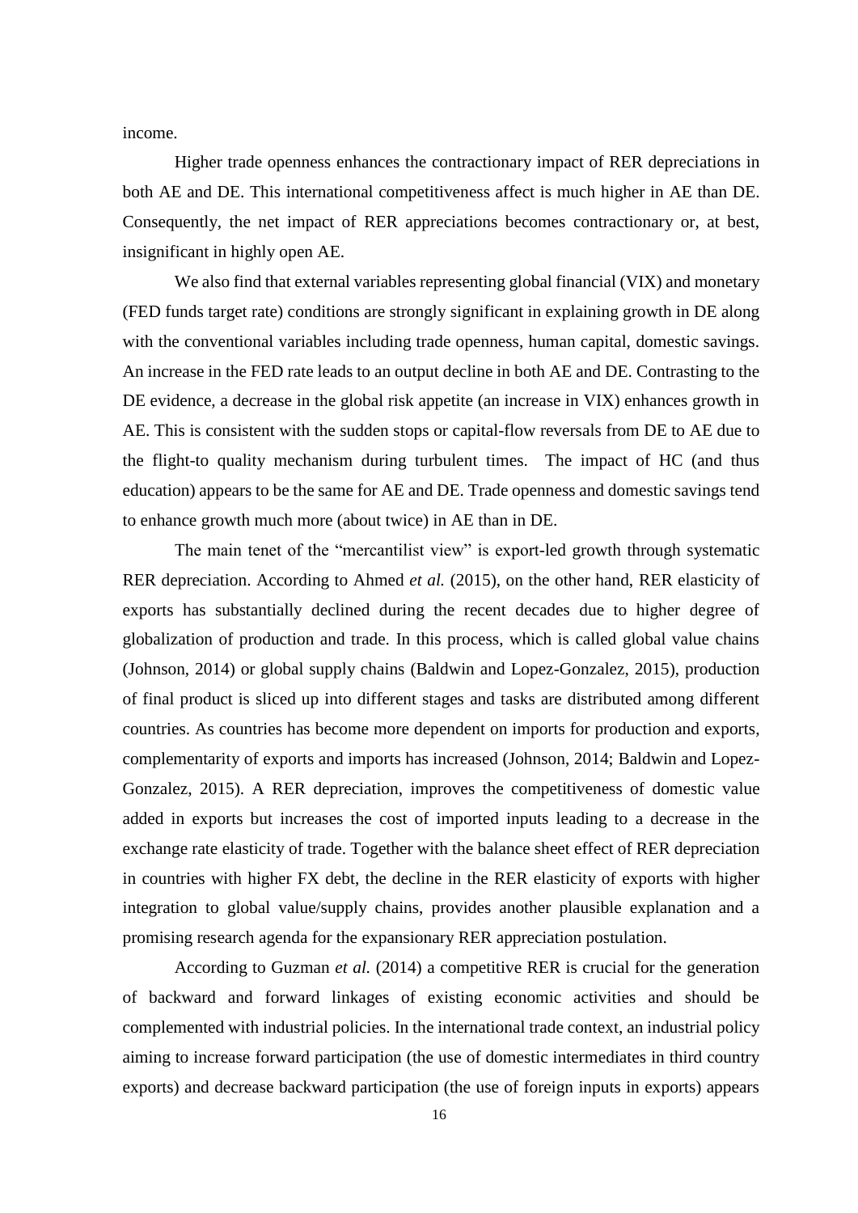income.

Higher trade openness enhances the contractionary impact of RER depreciations in both AE and DE. This international competitiveness affect is much higher in AE than DE. Consequently, the net impact of RER appreciations becomes contractionary or, at best, insignificant in highly open AE.

We also find that external variables representing global financial (VIX) and monetary (FED funds target rate) conditions are strongly significant in explaining growth in DE along with the conventional variables including trade openness, human capital, domestic savings. An increase in the FED rate leads to an output decline in both AE and DE. Contrasting to the DE evidence, a decrease in the global risk appetite (an increase in VIX) enhances growth in AE. This is consistent with the sudden stops or capital-flow reversals from DE to AE due to the flight-to quality mechanism during turbulent times. The impact of HC (and thus education) appears to be the same for AE and DE. Trade openness and domestic savings tend to enhance growth much more (about twice) in AE than in DE.

The main tenet of the "mercantilist view" is export-led growth through systematic RER depreciation. According to Ahmed *et al.* (2015), on the other hand, RER elasticity of exports has substantially declined during the recent decades due to higher degree of globalization of production and trade. In this process, which is called global value chains (Johnson, 2014) or global supply chains (Baldwin and Lopez-Gonzalez, 2015), production of final product is sliced up into different stages and tasks are distributed among different countries. As countries has become more dependent on imports for production and exports, complementarity of exports and imports has increased (Johnson, 2014; Baldwin and Lopez-Gonzalez, 2015). A RER depreciation, improves the competitiveness of domestic value added in exports but increases the cost of imported inputs leading to a decrease in the exchange rate elasticity of trade. Together with the balance sheet effect of RER depreciation in countries with higher FX debt, the decline in the RER elasticity of exports with higher integration to global value/supply chains, provides another plausible explanation and a promising research agenda for the expansionary RER appreciation postulation.

According to Guzman *et al.* (2014) a competitive RER is crucial for the generation of backward and forward linkages of existing economic activities and should be complemented with industrial policies. In the international trade context, an industrial policy aiming to increase forward participation (the use of domestic intermediates in third country exports) and decrease backward participation (the use of foreign inputs in exports) appears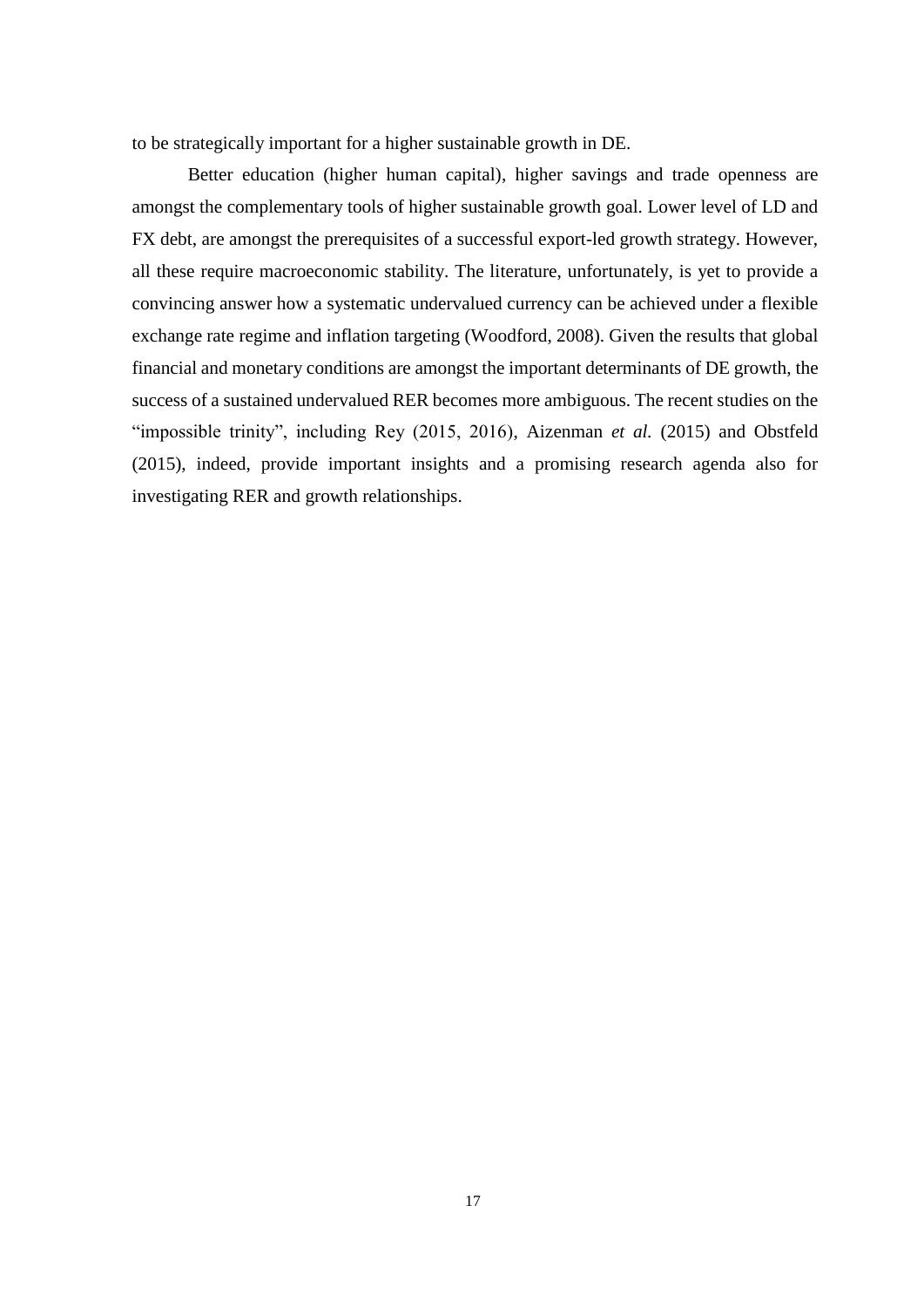to be strategically important for a higher sustainable growth in DE.

Better education (higher human capital), higher savings and trade openness are amongst the complementary tools of higher sustainable growth goal. Lower level of LD and FX debt, are amongst the prerequisites of a successful export-led growth strategy. However, all these require macroeconomic stability. The literature, unfortunately, is yet to provide a convincing answer how a systematic undervalued currency can be achieved under a flexible exchange rate regime and inflation targeting (Woodford, 2008). Given the results that global financial and monetary conditions are amongst the important determinants of DE growth, the success of a sustained undervalued RER becomes more ambiguous. The recent studies on the "impossible trinity", including Rey (2015, 2016), Aizenman *et al.* (2015) and Obstfeld (2015), indeed, provide important insights and a promising research agenda also for investigating RER and growth relationships.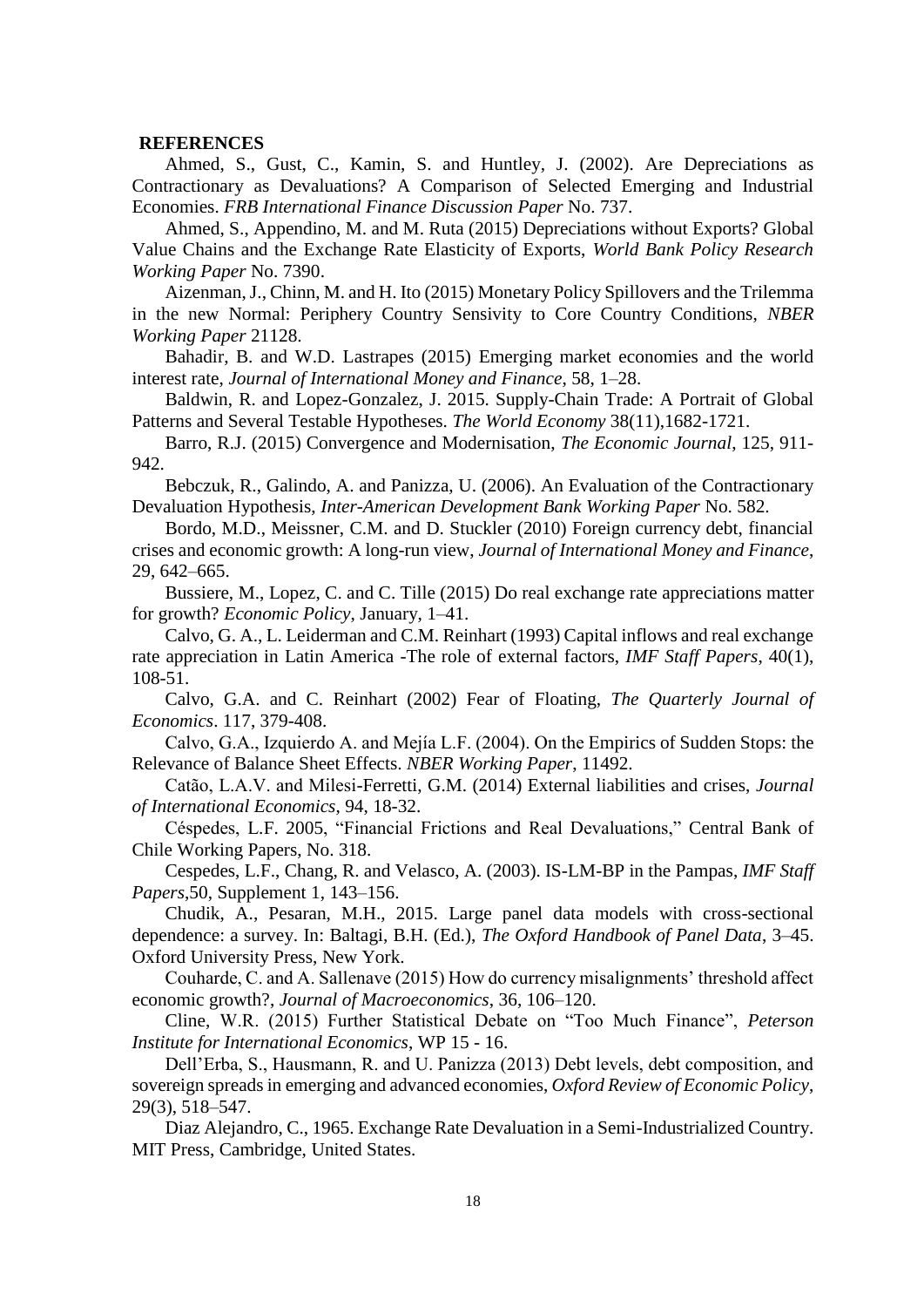**REFERENCES**

Ahmed, S., Gust, C., Kamin, S. and Huntley, J. (2002). Are Depreciations as Contractionary as Devaluations? A Comparison of Selected Emerging and Industrial Economies. *FRB International Finance Discussion Paper* No. 737.

Ahmed, S., Appendino, M. and M. Ruta (2015) Depreciations without Exports? Global Value Chains and the Exchange Rate Elasticity of Exports, *World Bank Policy Research Working Paper* No. 7390.

Aizenman, J., Chinn, M. and H. Ito (2015) Monetary Policy Spillovers and the Trilemma in the new Normal: Periphery Country Sensivity to Core Country Conditions, *NBER Working Paper* 21128.

Bahadir, B. and W.D. Lastrapes (2015) Emerging market economies and the world interest rate, *Journal of International Money and Finance*, 58, 1–28.

Baldwin, R. and Lopez-Gonzalez, J. 2015. Supply-Chain Trade: A Portrait of Global Patterns and Several Testable Hypotheses. *The World Economy* 38(11),1682-1721.

Barro, R.J. (2015) Convergence and Modernisation, *The Economic Journal*, 125, 911-942.

Bebczuk, R., Galindo, A. and Panizza, U. (2006). An Evaluation of the Contractionary Devaluation Hypothesis, *Inter-American Development Bank Working Paper* No. 582.

Bordo, M.D., Meissner, C.M. and D. Stuckler (2010) Foreign currency debt, financial crises and economic growth: A long-run view, *Journal of International Money and Finance*, 29, 642–665.

Bussiere, M., Lopez, C. and C. Tille (2015) Do real exchange rate appreciations matter for growth? *Economic Policy*, January, 1–41.

Calvo, G. A., L. Leiderman and C.M. Reinhart (1993) Capital inflows and real exchange rate appreciation in Latin America -The role of external factors, *IMF Staff Papers*, 40(1), 108-51.

Calvo, G.A. and C. Reinhart (2002) Fear of Floating, *The Quarterly Journal of Economics*. 117, 379-408.

Calvo, G.A., Izquierdo A. and Mejía L.F. (2004). On the Empirics of Sudden Stops: the Relevance of Balance Sheet Effects. *NBER Working Paper*, 11492.

Catão, L.A.V. and Milesi-Ferretti, G.M. (2014) External liabilities and crises, *Journal of International Economics*, 94, 18-32.

Céspedes, L.F. 2005, "Financial Frictions and Real Devaluations," Central Bank of Chile Working Papers, No. 318.

Cespedes, L.F., Chang, R. and Velasco, A. (2003). IS-LM-BP in the Pampas, *IMF Staff Papers*,50, Supplement 1, 143–156.

Chudik, A., Pesaran, M.H., 2015. Large panel data models with cross-sectional dependence: a survey. In: Baltagi, B.H. (Ed.), *The Oxford Handbook of Panel Data*, 3–45. Oxford University Press, New York.

Couharde, C. and A. Sallenave (2015) How do currency misalignments' threshold affect economic growth?, *Journal of Macroeconomics*, 36, 106–120.

Cline, W.R. (2015) Further Statistical Debate on "Too Much Finance", *Peterson Institute for International Economics*, WP 15 - 16.

Dell'Erba, S., Hausmann, R. and U. Panizza (2013) Debt levels, debt composition, and sovereign spreads in emerging and advanced economies, *Oxford Review of Economic Policy*, 29(3), 518–547.

Diaz Alejandro, C., 1965. Exchange Rate Devaluation in a Semi-Industrialized Country. MIT Press, Cambridge, United States.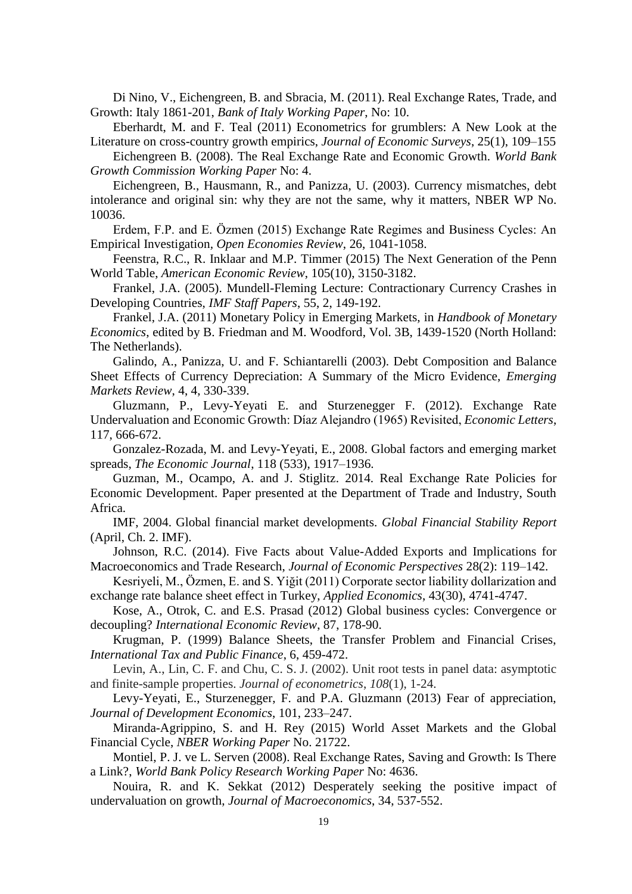Di Nino, V., Eichengreen, B. and Sbracia, M. (2011). Real Exchange Rates, Trade, and Growth: Italy 1861-201, *Bank of Italy Working Paper*, No: 10.

Eberhardt, M. and F. Teal (2011) Econometrics for grumblers: A New Look at the Literature on cross-country growth empirics, *Journal of Economic Surveys*, 25(1), 109–155

Eichengreen B. (2008). The Real Exchange Rate and Economic Growth. *World Bank Growth Commission Working Paper* No: 4.

Eichengreen, B., Hausmann, R., and Panizza, U. (2003). Currency mismatches, debt intolerance and original sin: why they are not the same, why it matters, NBER WP No. 10036.

Erdem, F.P. and E. Özmen (2015) Exchange Rate Regimes and Business Cycles: An Empirical Investigation, *Open Economies Review*, 26, 1041-1058.

Feenstra, R.C., R. Inklaar and M.P. Timmer (2015) The Next Generation of the Penn World Table, *American Economic Review*, 105(10), 3150-3182.

Frankel, J.A. (2005). Mundell-Fleming Lecture: Contractionary Currency Crashes in Developing Countries, *IMF Staff Papers*, 55, 2, 149-192.

Frankel, J.A. (2011) Monetary Policy in Emerging Markets, in *Handbook of Monetary Economics*, edited by B. Friedman and M. Woodford, Vol. 3B, 1439-1520 (North Holland: The Netherlands).

Galindo, A., Panizza, U. and F. Schiantarelli (2003). Debt Composition and Balance Sheet Effects of Currency Depreciation: A Summary of the Micro Evidence, *Emerging Markets Review*, 4, 4, 330-339.

Gluzmann, P., Levy-Yeyati E. and Sturzenegger F. (2012). Exchange Rate Undervaluation and Economic Growth: Díaz Alejandro (1965) Revisited, *Economic Letters*, 117, 666-672.

Gonzalez-Rozada, M. and Levy-Yeyati, E., 2008. Global factors and emerging market spreads, *The Economic Journal*, 118 (533), 1917–1936.

Guzman, M., Ocampo, A. and J. Stiglitz. 2014. Real Exchange Rate Policies for Economic Development. Paper presented at the Department of Trade and Industry, South Africa.

IMF, 2004. Global financial market developments. *Global Financial Stability Report* (April, Ch. 2. IMF).

Johnson, R.C. (2014). Five Facts about Value-Added Exports and Implications for Macroeconomics and Trade Research, *Journal of Economic Perspectives* 28(2): 119–142.

Kesriyeli, M., Özmen, E. and S. Yiğit (2011) Corporate sector liability dollarization and exchange rate balance sheet effect in Turkey, *Applied Economics*, 43(30), 4741-4747.

Kose, A., Otrok, C. and E.S. Prasad (2012) Global business cycles: Convergence or decoupling? *International Economic Review*, 87, 178-90.

Krugman, P. (1999) Balance Sheets, the Transfer Problem and Financial Crises, *International Tax and Public Finance*, 6, 459-472.

Levin, A., Lin, C. F. and Chu, C. S. J. (2002). Unit root tests in panel data: asymptotic and finite-sample properties. *Journal of econometrics*, *108*(1), 1-24.

Levy-Yeyati, E., Sturzenegger, F. and P.A. Gluzmann (2013) Fear of appreciation, *Journal of Development Economics*, 101, 233–247.

Miranda-Agrippino, S. and H. Rey (2015) World Asset Markets and the Global Financial Cycle, *NBER Working Paper* No. 21722.

Montiel, P. J. ve L. Serven (2008). Real Exchange Rates, Saving and Growth: Is There a Link?, *World Bank Policy Research Working Paper* No: 4636.

Nouira, R. and K. Sekkat (2012) Desperately seeking the positive impact of undervaluation on growth, *Journal of Macroeconomics*, 34, 537-552.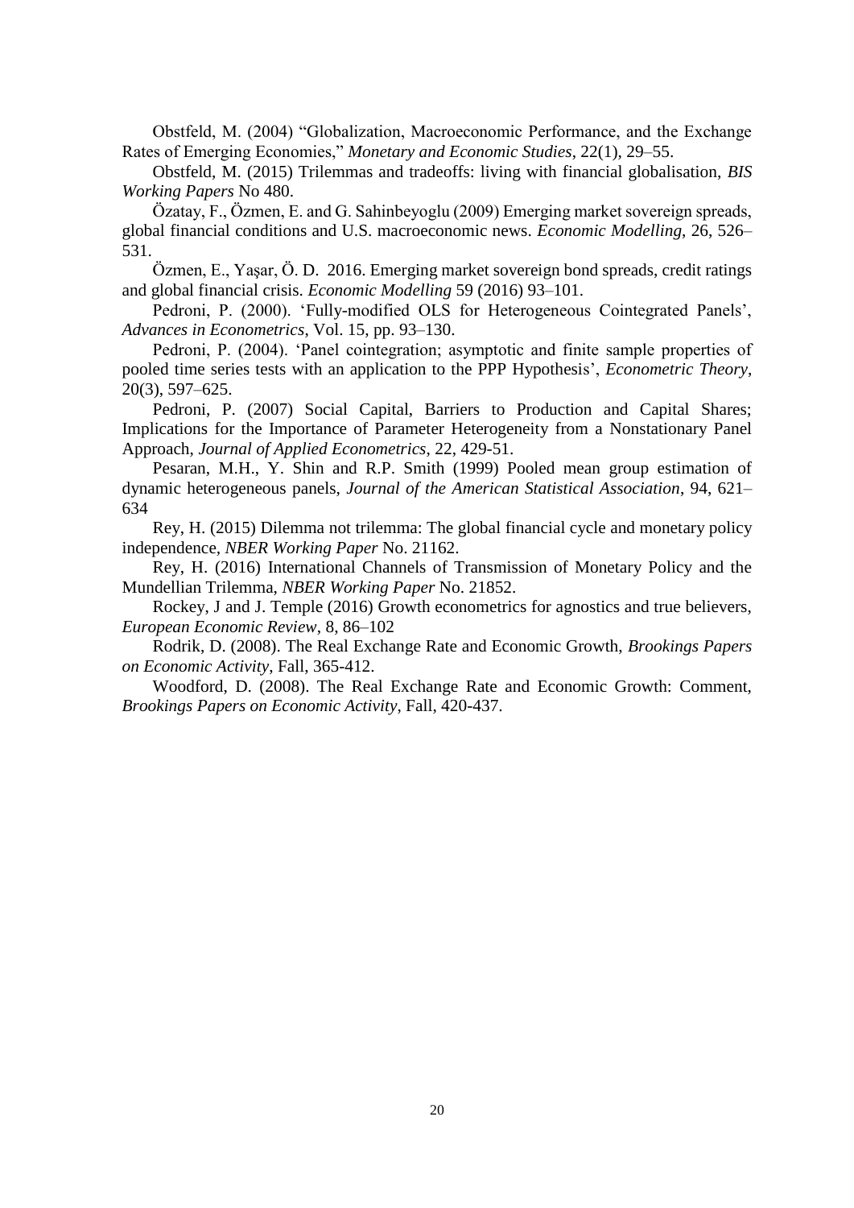Obstfeld, M. (2004) "Globalization, Macroeconomic Performance, and the Exchange Rates of Emerging Economies," *Monetary and Economic Studies*, 22(1), 29–55.

Obstfeld, M. (2015) Trilemmas and tradeoffs: living with financial globalisation, *BIS Working Papers* No 480.

Özatay, F., Özmen, E. and G. Sahinbeyoglu (2009) Emerging market sovereign spreads, global financial conditions and U.S. macroeconomic news. *Economic Modelling*, 26, 526–531.

Özmen, E., Yaşar, Ö. D. 2016. Emerging market sovereign bond spreads, credit ratings and global financial crisis. *Economic Modelling* 59 (2016) 93–101.

Pedroni, P. (2000). 'Fully-modified OLS for Heterogeneous Cointegrated Panels', *Advances in Econometrics*, Vol. 15, pp. 93–130.

Pedroni, P. (2004). 'Panel cointegration; asymptotic and finite sample properties of pooled time series tests with an application to the PPP Hypothesis', *Econometric Theory*, 20(3), 597–625.

Pedroni, P. (2007) Social Capital, Barriers to Production and Capital Shares; Implications for the Importance of Parameter Heterogeneity from a Nonstationary Panel Approach, *Journal of Applied Econometrics*, 22, 429-51.

Pesaran, M.H., Y. Shin and R.P. Smith (1999) Pooled mean group estimation of dynamic heterogeneous panels, *Journal of the American Statistical Association*, 94, 621–634

Rey, H. (2015) Dilemma not trilemma: The global financial cycle and monetary policy independence, *NBER Working Paper* No. 21162.

Rey, H. (2016) International Channels of Transmission of Monetary Policy and the Mundellian Trilemma, *NBER Working Paper* No. 21852.

Rockey, J and J. Temple (2016) Growth econometrics for agnostics and true believers, *European Economic Review*, 8, 86–102

Rodrik, D. (2008). The Real Exchange Rate and Economic Growth, *Brookings Papers on Economic Activity*, Fall, 365-412.

Woodford, D. (2008). The Real Exchange Rate and Economic Growth: Comment, *Brookings Papers on Economic Activity*, Fall, 420-437.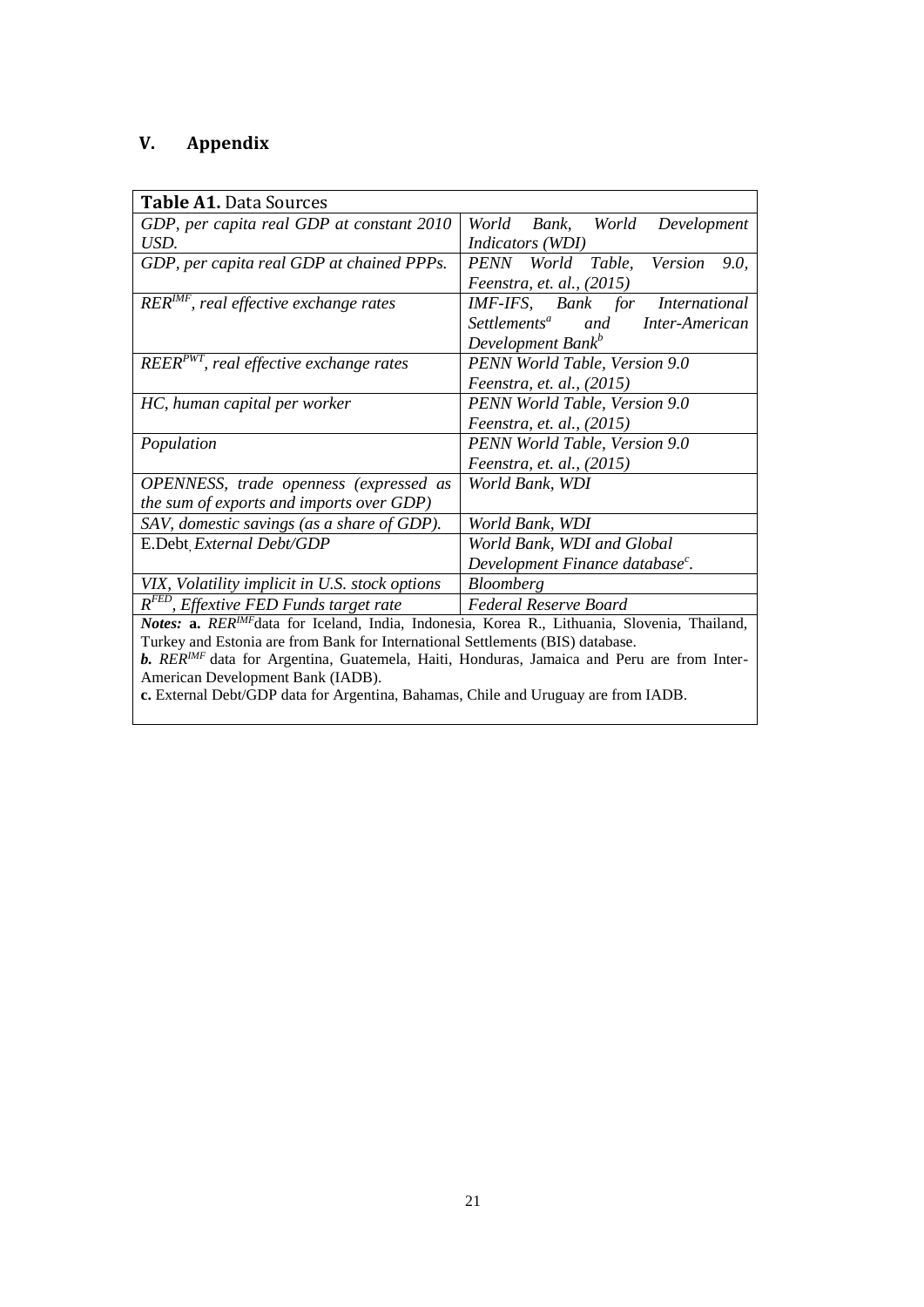## V. Appendix

**Table A1.** Data Sources

| Variable | Source |
|---|---|
| *GDP, per capita real GDP at constant 2010 USD.* | *World Bank, World Development Indicators (WDI)* |
| *GDP, per capita real GDP at chained PPPs.* | *PENN World Table, Version 9.0, Feenstra, et. al., (2015)* |
| $RER^{IMF}$*, real effective exchange rates* | *IMF-IFS, Bank for International Settlements*[a] *and Inter-American Development Bank*[b] |
| $REER^{PWT}$*, real effective exchange rates* | *PENN World Table, Version 9.0 Feenstra, et. al., (2015)* |
| *HC, human capital per worker* | *PENN World Table, Version 9.0 Feenstra, et. al., (2015)* |
| *Population* | *PENN World Table, Version 9.0 Feenstra, et. al., (2015)* |
| *OPENNESS, trade openness (expressed as the sum of exports and imports over GDP)* | *World Bank, WDI* |
| *SAV, domestic savings (as a share of GDP).* | *World Bank, WDI* |
| E.Debt, *External Debt/GDP* | *World Bank, WDI and Global Development Finance database*[c]. |
| *VIX, Volatility implicit in U.S. stock options* | *Bloomberg* |
| $R^{FED}$*, Effextive FED Funds target rate* | *Federal Reserve Board* |

***Notes:*** **a.** $RER^{IMF}$ data for Iceland, India, Indonesia, Korea R., Lithuania, Slovenia, Thailand, Turkey and Estonia are from Bank for International Settlements (BIS) database.
***b.*** $RER^{IMF}$ data for Argentina, Guatemela, Haiti, Honduras, Jamaica and Peru are from Inter-American Development Bank (IADB).
**c.** External Debt/GDP data for Argentina, Bahamas, Chile and Uruguay are from IADB.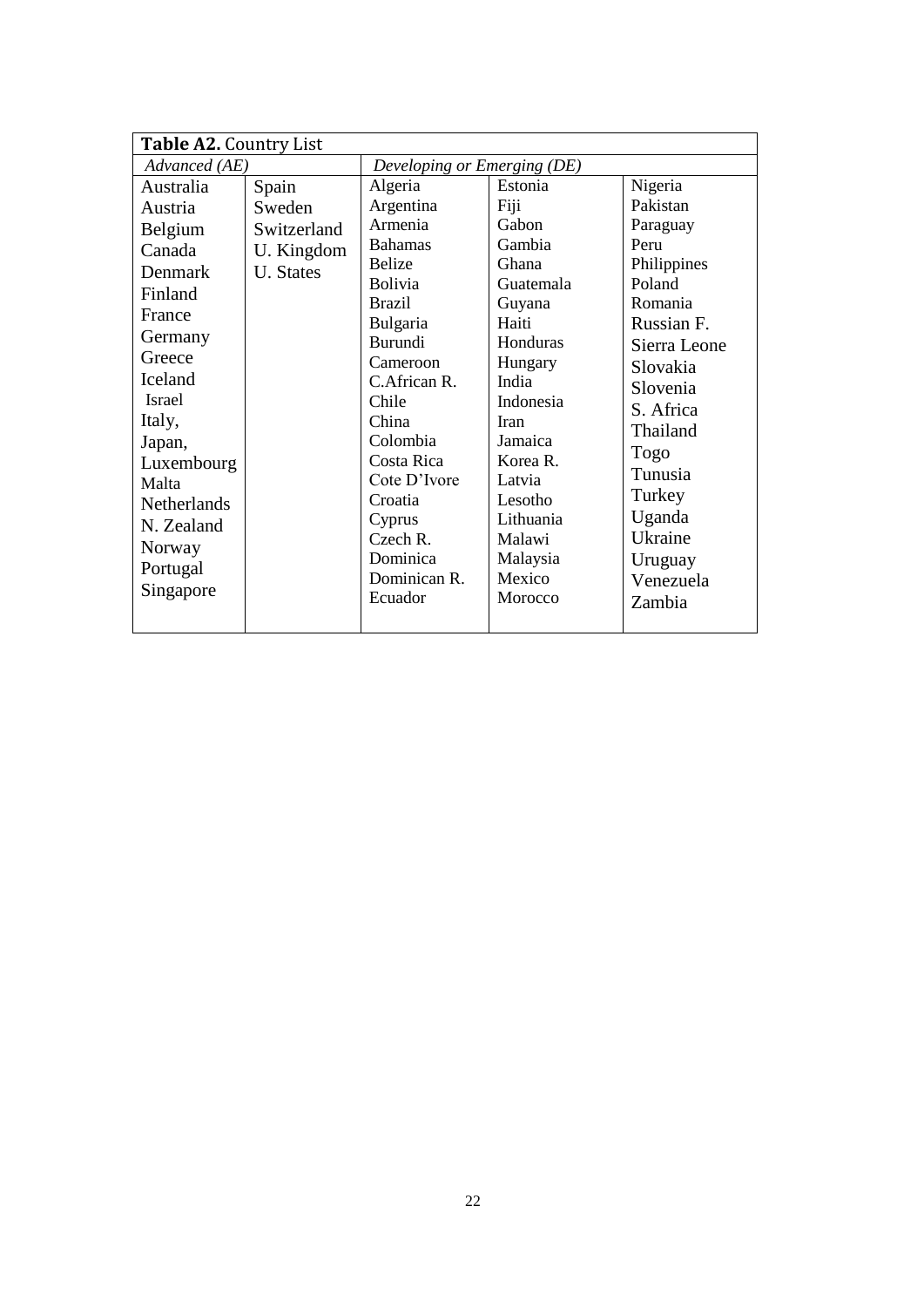| **Table A2.** Country List | | | | |
|---|---|---|---|---|
| *Advanced (AE)* | | *Developing or Emerging (DE)* | | |
| Australia | Spain | Algeria | Estonia | Nigeria |
| Austria | Sweden | Argentina | Fiji | Pakistan |
| Belgium | Switzerland | Armenia | Gabon | Paraguay |
| Canada | U. Kingdom | Bahamas | Gambia | Peru |
| Denmark | U. States | Belize | Ghana | Philippines |
| Finland | | Bolivia | Guatemala | Poland |
| France | | Brazil | Guyana | Romania |
| Germany | | Bulgaria | Haiti | Russian F. |
| Greece | | Burundi | Honduras | Sierra Leone |
| Iceland | | Cameroon | Hungary | Slovakia |
| Israel | | C.African R. | India | Slovenia |
| Italy, | | Chile | Indonesia | S. Africa |
| Japan, | | China | Iran | Thailand |
| Luxembourg | | Colombia | Jamaica | Togo |
| Malta | | Costa Rica | Korea R. | Tunusia |
| Netherlands | | Cote D'Ivore | Latvia | Turkey |
| N. Zealand | | Croatia | Lesotho | Uganda |
| Norway | | Cyprus | Lithuania | Ukraine |
| Portugal | | Czech R. | Malawi | Uruguay |
| Singapore | | Dominica | Malaysia | Venezuela |
| | | Dominican R. | Mexico | Zambia |
| | | Ecuador | Morocco | |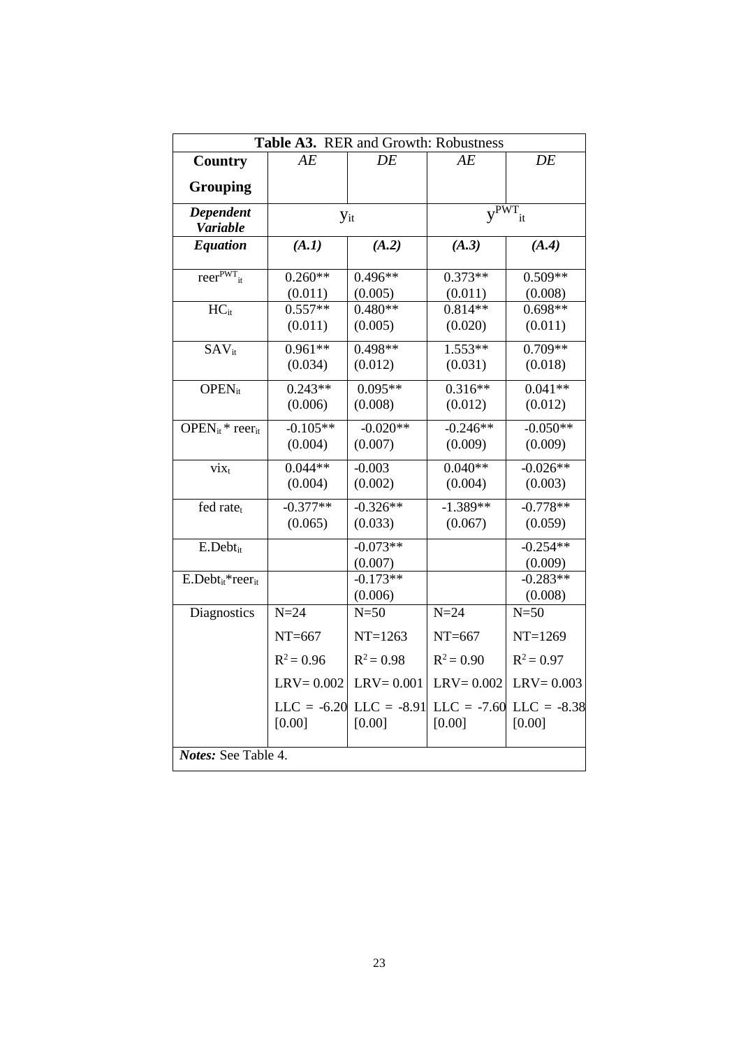**Table A3.** RER and Growth: Robustness

| Country Grouping | *AE* | *DE* | *AE* | *DE* |
|---|---|---|---|---|
| ***Dependent Variable*** | $y_{it}$ | | $y^{PWT}_{it}$ | |
| ***Equation*** | ***(A.1)*** | ***(A.2)*** | ***(A.3)*** | ***(A.4)*** |
| $reer^{PWT}_{it}$ | 0.260** (0.011) | 0.496** (0.005) | 0.373** (0.011) | 0.509** (0.008) |
| $HC_{it}$ | 0.557** (0.011) | 0.480** (0.005) | 0.814** (0.020) | 0.698** (0.011) |
| $SAV_{it}$ | 0.961** (0.034) | 0.498** (0.012) | 1.553** (0.031) | 0.709** (0.018) |
| $OPEN_{it}$ | 0.243** (0.006) | 0.095** (0.008) | 0.316** (0.012) | 0.041** (0.012) |
| $OPEN_{it} * reer_{it}$ | -0.105** (0.004) | -0.020** (0.007) | -0.246** (0.009) | -0.050** (0.009) |
| $vix_t$ | 0.044** (0.004) | -0.003 (0.002) | 0.040** (0.004) | -0.026** (0.003) |
| fed $rate_t$ | -0.377** (0.065) | -0.326** (0.033) | -1.389** (0.067) | -0.778** (0.059) |
| $E.Debt_{it}$ | | -0.073** (0.007) | | -0.254** (0.009) |
| $E.Debt_{it} * reer_{it}$ | | -0.173** (0.006) | | -0.283** (0.008) |
| Diagnostics | N=24 | N=50 | N=24 | N=50 |
| | NT=667 | NT=1263 | NT=667 | NT=1269 |
| | $R^2 = 0.96$ | $R^2 = 0.98$ | $R^2 = 0.90$ | $R^2 = 0.97$ |
| | LRV= 0.002 | LRV= 0.001 | LRV= 0.002 | LRV= 0.003 |
| | LLC = -6.20 [0.00] | LLC = -8.91 [0.00] | LLC = -7.60 [0.00] | LLC = -8.38 [0.00] |

***Notes:*** See Table 4.